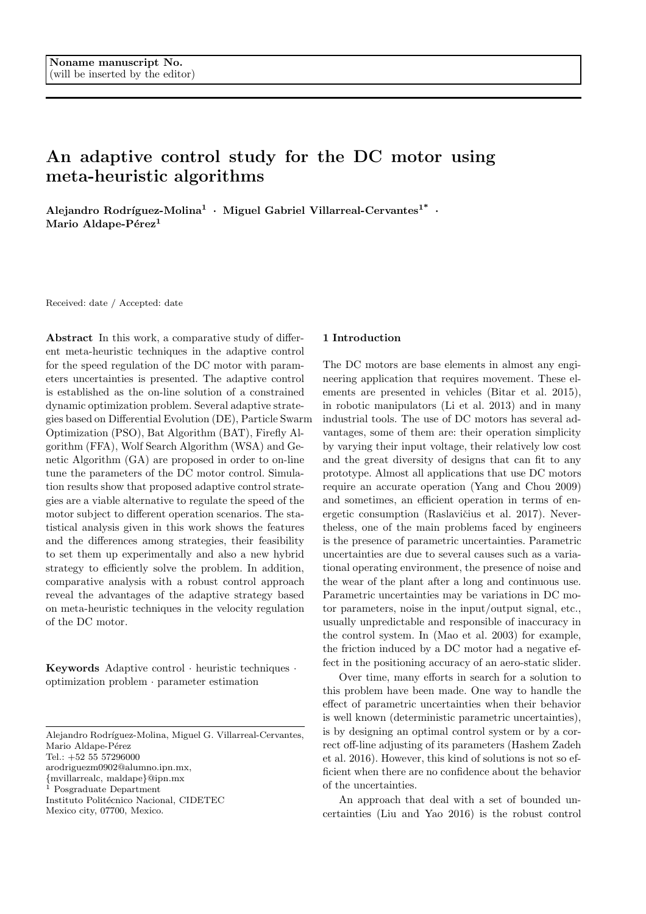Noname manuscript No.
(will be inserted by the editor)

# An adaptive control study for the DC motor using meta-heuristic algorithms

**Alejandro Rodríguez-Molina[1] · Miguel Gabriel Villarreal-Cervantes[1*] · Mario Aldape-Pérez[1]**

Received: date / Accepted: date

**Abstract** In this work, a comparative study of different meta-heuristic techniques in the adaptive control for the speed regulation of the DC motor with parameters uncertainties is presented. The adaptive control is established as the on-line solution of a constrained dynamic optimization problem. Several adaptive strategies based on Differential Evolution (DE), Particle Swarm Optimization (PSO), Bat Algorithm (BAT), Firefly Algorithm (FFA), Wolf Search Algorithm (WSA) and Genetic Algorithm (GA) are proposed in order to on-line tune the parameters of the DC motor control. Simulation results show that proposed adaptive control strategies are a viable alternative to regulate the speed of the motor subject to different operation scenarios. The statistical analysis given in this work shows the features and the differences among strategies, their feasibility to set them up experimentally and also a new hybrid strategy to efficiently solve the problem. In addition, comparative analysis with a robust control approach reveal the advantages of the adaptive strategy based on meta-heuristic techniques in the velocity regulation of the DC motor.

**Keywords** Adaptive control · heuristic techniques · optimization problem · parameter estimation

Alejandro Rodríguez-Molina, Miguel G. Villarreal-Cervantes, Mario Aldape-Pérez
Tel.: +52 55 57296000
arodriguezm0902@alumno.ipn.mx,
{mvillarrealc, maldape}@ipn.mx
[1] Posgraduate Department
Instituto Politécnico Nacional, CIDETEC
Mexico city, 07700, Mexico.

## 1 Introduction

The DC motors are base elements in almost any engineering application that requires movement. These elements are presented in vehicles (Bitar et al. 2015), in robotic manipulators (Li et al. 2013) and in many industrial tools. The use of DC motors has several advantages, some of them are: their operation simplicity by varying their input voltage, their relatively low cost and the great diversity of designs that can fit to any prototype. Almost all applications that use DC motors require an accurate operation (Yang and Chou 2009) and sometimes, an efficient operation in terms of energetic consumption (Raslavičius et al. 2017). Nevertheless, one of the main problems faced by engineers is the presence of parametric uncertainties. Parametric uncertainties are due to several causes such as a variational operating environment, the presence of noise and the wear of the plant after a long and continuous use. Parametric uncertainties may be variations in DC motor parameters, noise in the input/output signal, etc., usually unpredictable and responsible of inaccuracy in the control system. In (Mao et al. 2003) for example, the friction induced by a DC motor had a negative effect in the positioning accuracy of an aero-static slider.

Over time, many efforts in search for a solution to this problem have been made. One way to handle the effect of parametric uncertainties when their behavior is well known (deterministic parametric uncertainties), is by designing an optimal control system or by a correct off-line adjusting of its parameters (Hashem Zadeh et al. 2016). However, this kind of solutions is not so efficient when there are no confidence about the behavior of the uncertainties.

An approach that deal with a set of bounded uncertainties (Liu and Yao 2016) is the robust control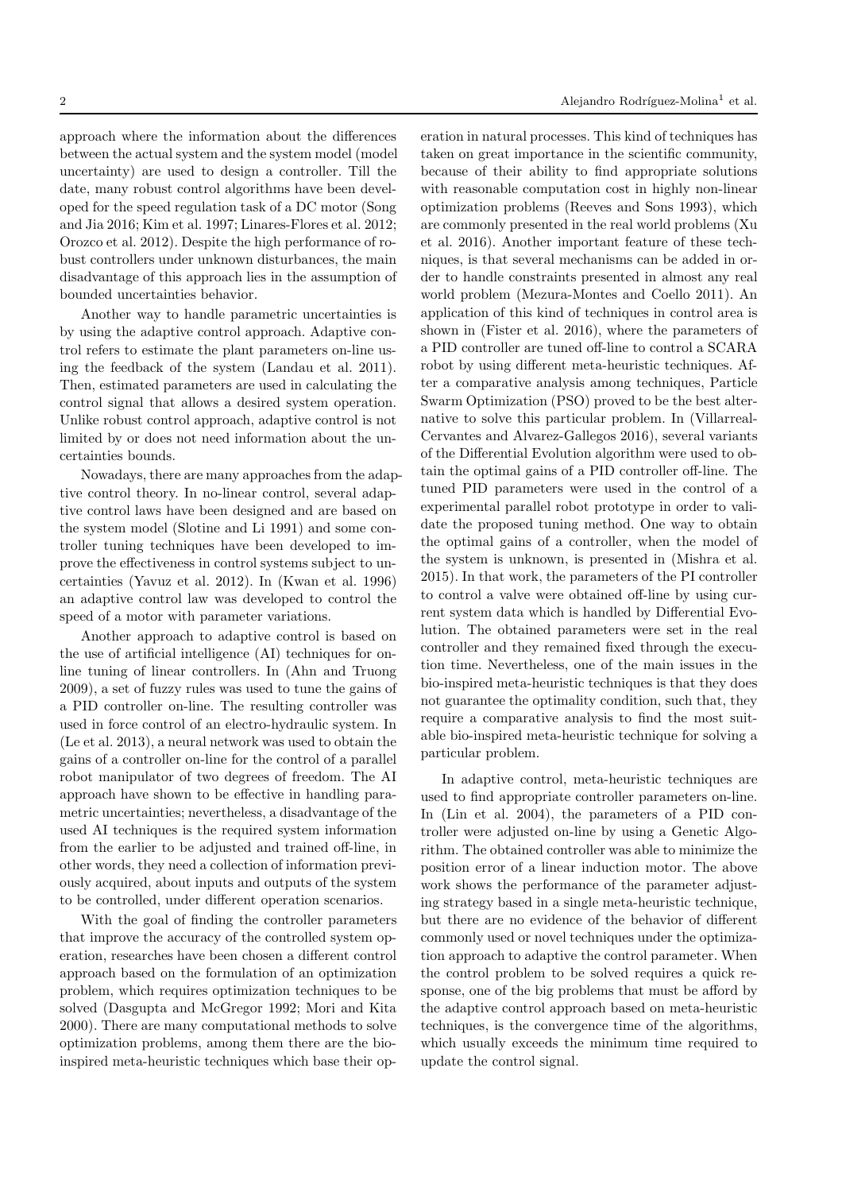approach where the information about the differences between the actual system and the system model (model uncertainty) are used to design a controller. Till the date, many robust control algorithms have been developed for the speed regulation task of a DC motor (Song and Jia 2016; Kim et al. 1997; Linares-Flores et al. 2012; Orozco et al. 2012). Despite the high performance of robust controllers under unknown disturbances, the main disadvantage of this approach lies in the assumption of bounded uncertainties behavior.

Another way to handle parametric uncertainties is by using the adaptive control approach. Adaptive control refers to estimate the plant parameters on-line using the feedback of the system (Landau et al. 2011). Then, estimated parameters are used in calculating the control signal that allows a desired system operation. Unlike robust control approach, adaptive control is not limited by or does not need information about the uncertainties bounds.

Nowadays, there are many approaches from the adaptive control theory. In no-linear control, several adaptive control laws have been designed and are based on the system model (Slotine and Li 1991) and some controller tuning techniques have been developed to improve the effectiveness in control systems subject to uncertainties (Yavuz et al. 2012). In (Kwan et al. 1996) an adaptive control law was developed to control the speed of a motor with parameter variations.

Another approach to adaptive control is based on the use of artificial intelligence (AI) techniques for online tuning of linear controllers. In (Ahn and Truong 2009), a set of fuzzy rules was used to tune the gains of a PID controller on-line. The resulting controller was used in force control of an electro-hydraulic system. In (Le et al. 2013), a neural network was used to obtain the gains of a controller on-line for the control of a parallel robot manipulator of two degrees of freedom. The AI approach have shown to be effective in handling parametric uncertainties; nevertheless, a disadvantage of the used AI techniques is the required system information from the earlier to be adjusted and trained off-line, in other words, they need a collection of information previously acquired, about inputs and outputs of the system to be controlled, under different operation scenarios.

With the goal of finding the controller parameters that improve the accuracy of the controlled system operation, researches have been chosen a different control approach based on the formulation of an optimization problem, which requires optimization techniques to be solved (Dasgupta and McGregor 1992; Mori and Kita 2000). There are many computational methods to solve optimization problems, among them there are the bio-inspired meta-heuristic techniques which base their operation in natural processes. This kind of techniques has taken on great importance in the scientific community, because of their ability to find appropriate solutions with reasonable computation cost in highly non-linear optimization problems (Reeves and Sons 1993), which are commonly presented in the real world problems (Xu et al. 2016). Another important feature of these techniques, is that several mechanisms can be added in order to handle constraints presented in almost any real world problem (Mezura-Montes and Coello 2011). An application of this kind of techniques in control area is shown in (Fister et al. 2016), where the parameters of a PID controller are tuned off-line to control a SCARA robot by using different meta-heuristic techniques. After a comparative analysis among techniques, Particle Swarm Optimization (PSO) proved to be the best alternative to solve this particular problem. In (Villarreal-Cervantes and Alvarez-Gallegos 2016), several variants of the Differential Evolution algorithm were used to obtain the optimal gains of a PID controller off-line. The tuned PID parameters were used in the control of a experimental parallel robot prototype in order to validate the proposed tuning method. One way to obtain the optimal gains of a controller, when the model of the system is unknown, is presented in (Mishra et al. 2015). In that work, the parameters of the PI controller to control a valve were obtained off-line by using current system data which is handled by Differential Evolution. The obtained parameters were set in the real controller and they remained fixed through the execution time. Nevertheless, one of the main issues in the bio-inspired meta-heuristic techniques is that they does not guarantee the optimality condition, such that, they require a comparative analysis to find the most suitable bio-inspired meta-heuristic technique for solving a particular problem.

In adaptive control, meta-heuristic techniques are used to find appropriate controller parameters on-line. In (Lin et al. 2004), the parameters of a PID controller were adjusted on-line by using a Genetic Algorithm. The obtained controller was able to minimize the position error of a linear induction motor. The above work shows the performance of the parameter adjusting strategy based in a single meta-heuristic technique, but there are no evidence of the behavior of different commonly used or novel techniques under the optimization approach to adaptive the control parameter. When the control problem to be solved requires a quick response, one of the big problems that must be afford by the adaptive control approach based on meta-heuristic techniques, is the convergence time of the algorithms, which usually exceeds the minimum time required to update the control signal.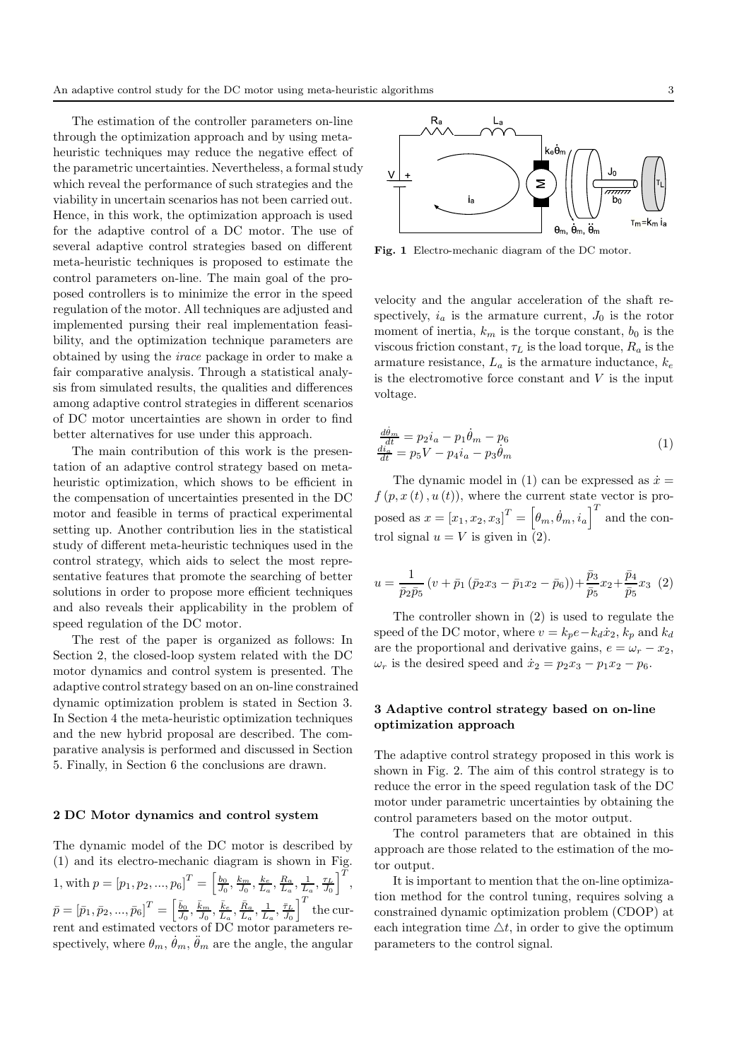The estimation of the controller parameters on-line through the optimization approach and by using meta-heuristic techniques may reduce the negative effect of the parametric uncertainties. Nevertheless, a formal study which reveal the performance of such strategies and the viability in uncertain scenarios has not been carried out. Hence, in this work, the optimization approach is used for the adaptive control of a DC motor. The use of several adaptive control strategies based on different meta-heuristic techniques is proposed to estimate the control parameters on-line. The main goal of the proposed controllers is to minimize the error in the speed regulation of the motor. All techniques are adjusted and implemented pursing their real implementation feasibility, and the optimization technique parameters are obtained by using the *irace* package in order to make a fair comparative analysis. Through a statistical analysis from simulated results, the qualities and differences among adaptive control strategies in different scenarios of DC motor uncertainties are shown in order to find better alternatives for use under this approach.

The main contribution of this work is the presentation of an adaptive control strategy based on meta-heuristic optimization, which shows to be efficient in the compensation of uncertainties presented in the DC motor and feasible in terms of practical experimental setting up. Another contribution lies in the statistical study of different meta-heuristic techniques used in the control strategy, which aids to select the most representative features that promote the searching of better solutions in order to propose more efficient techniques and also reveals their applicability in the problem of speed regulation of the DC motor.

The rest of the paper is organized as follows: In Section 2, the closed-loop system related with the DC motor dynamics and control system is presented. The adaptive control strategy based on an on-line constrained dynamic optimization problem is stated in Section 3. In Section 4 the meta-heuristic optimization techniques and the new hybrid proposal are described. The comparative analysis is performed and discussed in Section 5. Finally, in Section 6 the conclusions are drawn.

## 2 DC Motor dynamics and control system

The dynamic model of the DC motor is described by (1) and its electro-mechanic diagram is shown in Fig. 1, with $p = [p_1, p_2, ..., p_6]^T = \left[\frac{b_0}{J_0}, \frac{k_m}{J_0}, \frac{k_e}{L_a}, \frac{R_a}{L_a}, \frac{1}{L_a}, \frac{\tau_L}{J_0}\right]^T$, $\bar{p} = [\bar{p}_1, \bar{p}_2, ..., \bar{p}_6]^T = \left[\frac{\bar{b}_0}{J_0}, \frac{\bar{k}_m}{J_0}, \frac{\bar{k}_e}{L_a}, \frac{\bar{R}_a}{L_a}, \frac{1}{L_a}, \frac{\bar{\tau}_L}{J_0}\right]^T$ the current and estimated vectors of DC motor parameters respectively, where $\theta_m$, $\dot{\theta}_m$, $\ddot{\theta}_m$ are the angle, the angular velocity and the angular acceleration of the shaft respectively, $i_a$ is the armature current, $J_0$ is the rotor moment of inertia, $k_m$ is the torque constant, $b_0$ is the viscous friction constant, $\tau_L$ is the load torque, $R_a$ is the armature resistance, $L_a$ is the armature inductance, $k_e$ is the electromotive force constant and $V$ is the input voltage.

**Fig. 1** Electro-mechanic diagram of the DC motor.

$$
\begin{aligned}
\frac{d\dot{\theta}_m}{dt} &= p_2 i_a - p_1 \dot{\theta}_m - p_6 \\
\frac{di_a}{dt} &= p_5 V - p_4 i_a - p_3 \dot{\theta}_m
\end{aligned} \tag{1}
$$

The dynamic model in (1) can be expressed as $\dot{x} = f(p, x(t), u(t))$, where the current state vector is proposed as $x = [x_1, x_2, x_3]^T = \left[\theta_m, \dot{\theta}_m, i_a\right]^T$ and the control signal $u = V$ is given in (2).

$$
u = \frac{1}{\bar{p}_2 \bar{p}_5}\left(v + \bar{p}_1\left(\bar{p}_2 x_3 - \bar{p}_1 x_2 - \bar{p}_6\right)\right) + \frac{\bar{p}_3}{\bar{p}_5} x_2 + \frac{\bar{p}_4}{\bar{p}_5} x_3 \tag{2}
$$

The controller shown in (2) is used to regulate the speed of the DC motor, where $v = k_p e - k_d \dot{x}_2$, $k_p$ and $k_d$ are the proportional and derivative gains, $e = \omega_r - x_2$, $\omega_r$ is the desired speed and $\dot{x}_2 = p_2 x_3 - p_1 x_2 - p_6$.

## 3 Adaptive control strategy based on on-line optimization approach

The adaptive control strategy proposed in this work is shown in Fig. 2. The aim of this control strategy is to reduce the error in the speed regulation task of the DC motor under parametric uncertainties by obtaining the control parameters based on the motor output.

The control parameters that are obtained in this approach are those related to the estimation of the motor output.

It is important to mention that the on-line optimization method for the control tuning, requires solving a constrained dynamic optimization problem (CDOP) at each integration time $\triangle t$, in order to give the optimum parameters to the control signal.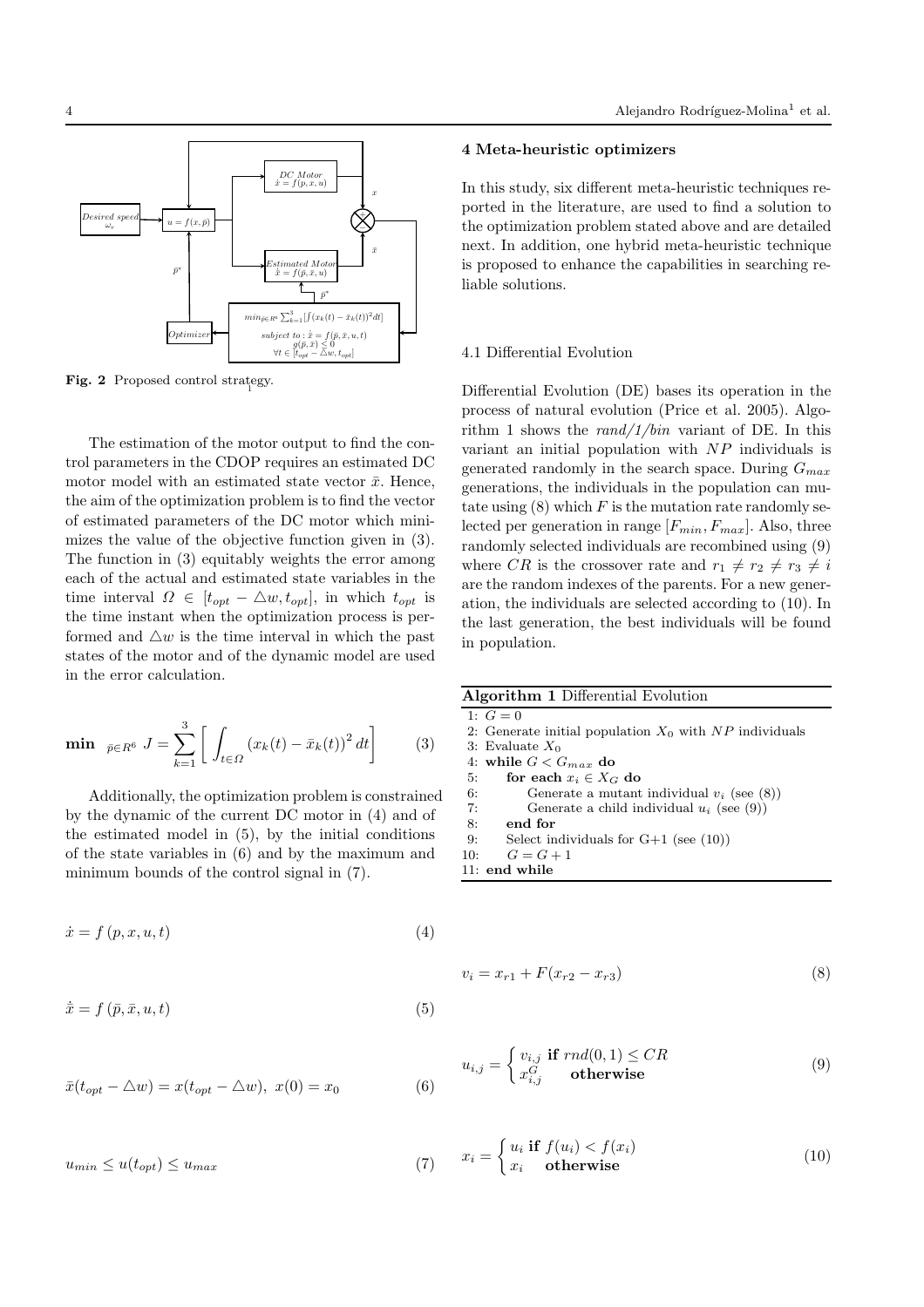**Fig. 2** Proposed control strategy.

The estimation of the motor output to find the control parameters in the CDOP requires an estimated DC motor model with an estimated state vector $\bar{x}$. Hence, the aim of the optimization problem is to find the vector of estimated parameters of the DC motor which minimizes the value of the objective function given in (3). The function in (3) equitably weights the error among each of the actual and estimated state variables in the time interval $\Omega \in [t_{opt} - \triangle w, t_{opt}]$, in which $t_{opt}$ is the time instant when the optimization process is performed and $\triangle w$ is the time interval in which the past states of the motor and of the dynamic model are used in the error calculation.

$$\mathbf{min} \quad_{\bar{p} \in R^6} \; J = \sum_{k=1}^{3} \left[ \int_{t \in \Omega} \left( x_k(t) - \bar{x}_k(t) \right)^2 dt \right] \tag{3}$$

Additionally, the optimization problem is constrained by the dynamic of the current DC motor in (4) and of the estimated model in (5), by the initial conditions of the state variables in (6) and by the maximum and minimum bounds of the control signal in (7).

$$\dot{x} = f\left(p, x, u, t\right) \tag{4}$$

$$\dot{\bar{x}} = f\left(\bar{p}, \bar{x}, u, t\right) \tag{5}$$

$$\bar{x}(t_{opt} - \triangle w) = x(t_{opt} - \triangle w), \; x(0) = x_0 \tag{6}$$

$$u_{min} \leq u(t_{opt}) \leq u_{max} \tag{7}$$

## 4 Meta-heuristic optimizers

In this study, six different meta-heuristic techniques reported in the literature, are used to find a solution to the optimization problem stated above and are detailed next. In addition, one hybrid meta-heuristic technique is proposed to enhance the capabilities in searching reliable solutions.

### 4.1 Differential Evolution

Differential Evolution (DE) bases its operation in the process of natural evolution (Price et al. 2005). Algorithm 1 shows the *rand/1/bin* variant of DE. In this variant an initial population with $NP$ individuals is generated randomly in the search space. During $G_{max}$ generations, the individuals in the population can mutate using (8) which $F$ is the mutation rate randomly selected per generation in range $[F_{min}, F_{max}]$. Also, three randomly selected individuals are recombined using (9) where $CR$ is the crossover rate and $r_1 \neq r_2 \neq r_3 \neq i$ are the random indexes of the parents. For a new generation, the individuals are selected according to (10). In the last generation, the best individuals will be found in population.

**Algorithm 1** Differential Evolution

```
1: G = 0
2: Generate initial population X_0 with NP individuals
3: Evaluate X_0
4: while G < G_max do
5:     for each x_i ∈ X_G do
6:         Generate a mutant individual v_i (see (8))
7:         Generate a child individual u_i (see (9))
8:     end for
9:     Select individuals for G+1 (see (10))
10:    G = G + 1
11: end while
```

$$v_i = x_{r1} + F(x_{r2} - x_{r3}) \tag{8}$$

$$u_{i,j} = \begin{cases} v_{i,j} \; \textbf{if} \; rnd(0,1) \leq CR \\ x_{i,j}^{G} \quad \textbf{otherwise} \end{cases} \tag{9}$$

$$x_i = \begin{cases} u_i \; \textbf{if} \; f(u_i) < f(x_i) \\ x_i \quad \textbf{otherwise} \end{cases} \tag{10}$$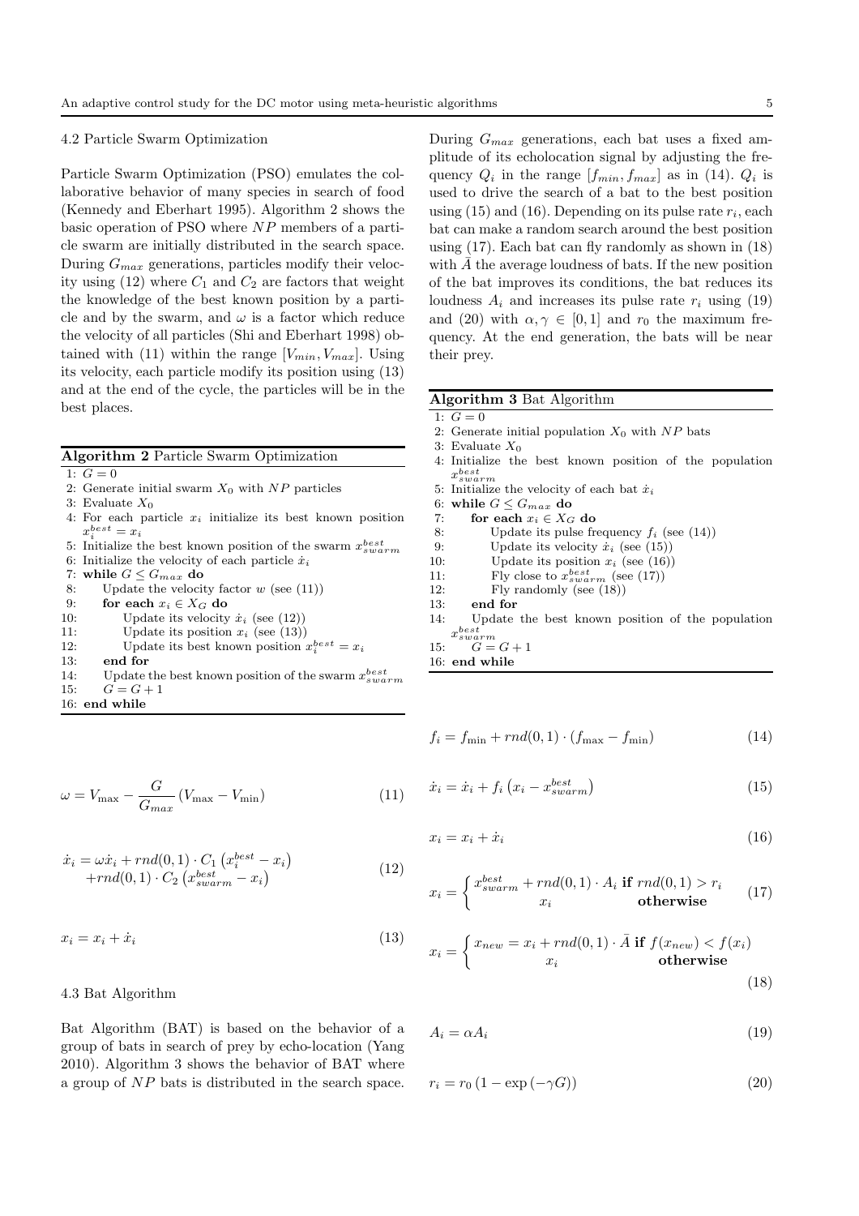### 4.2 Particle Swarm Optimization

Particle Swarm Optimization (PSO) emulates the collaborative behavior of many species in search of food (Kennedy and Eberhart 1995). Algorithm 2 shows the basic operation of PSO where $NP$ members of a particle swarm are initially distributed in the search space. During $G_{max}$ generations, particles modify their velocity using (12) where $C_1$ and $C_2$ are factors that weight the knowledge of the best known position by a particle and by the swarm, and $\omega$ is a factor which reduce the velocity of all particles (Shi and Eberhart 1998) obtained with (11) within the range $[V_{min}, V_{max}]$. Using its velocity, each particle modify its position using (13) and at the end of the cycle, the particles will be in the best places.

**Algorithm 2** Particle Swarm Optimization

```
1: G = 0
2: Generate initial swarm X_0 with NP particles
3: Evaluate X_0
4: For each particle x_i initialize its best known position x_i^best = x_i
5: Initialize the best known position of the swarm x_swarm^best
6: Initialize the velocity of each particle ẋ_i
7: while G ≤ G_max do
8:     Update the velocity factor w (see (11))
9:     for each x_i ∈ X_G do
10:        Update its velocity ẋ_i (see (12))
11:        Update its position x_i (see (13))
12:        Update its best known position x_i^best = x_i
13:    end for
14:    Update the best known position of the swarm x_swarm^best
15:    G = G + 1
16: end while
```

$$\omega = V_{\max} - \frac{G}{G_{max}} (V_{\max} - V_{\min}) \tag{11}$$

$$\begin{aligned} \dot{x}_i = \omega \dot{x}_i + rnd(0,1) \cdot C_1 \left(x_i^{best} - x_i\right) \\ + rnd(0,1) \cdot C_2 \left(x_{swarm}^{best} - x_i\right) \end{aligned} \tag{12}$$

$$x_i = x_i + \dot{x}_i \tag{13}$$

### 4.3 Bat Algorithm

Bat Algorithm (BAT) is based on the behavior of a group of bats in search of prey by echo-location (Yang 2010). Algorithm 3 shows the behavior of BAT where a group of $NP$ bats is distributed in the search space. During $G_{max}$ generations, each bat uses a fixed amplitude of its echolocation signal by adjusting the frequency $Q_i$ in the range $[f_{min}, f_{max}]$ as in (14). $Q_i$ is used to drive the search of a bat to the best position using (15) and (16). Depending on its pulse rate $r_i$, each bat can make a random search around the best position using (17). Each bat can fly randomly as shown in (18) with $\bar{A}$ the average loudness of bats. If the new position of the bat improves its conditions, the bat reduces its loudness $A_i$ and increases its pulse rate $r_i$ using (19) and (20) with $\alpha, \gamma \in [0, 1]$ and $r_0$ the maximum frequency. At the end generation, the bats will be near their prey.

**Algorithm 3** Bat Algorithm

```
1: G = 0
2: Generate initial population X_0 with NP bats
3: Evaluate X_0
4: Initialize the best known position of the population x_swarm^best
5: Initialize the velocity of each bat ẋ_i
6: while G ≤ G_max do
7:     for each x_i ∈ X_G do
8:         Update its pulse frequency f_i (see (14))
9:         Update its velocity ẋ_i (see (15))
10:        Update its position x_i (see (16))
11:        Fly close to x_swarm^best (see (17))
12:        Fly randomly (see (18))
13:    end for
14:    Update the best known position of the population x_swarm^best
15:    G = G + 1
16: end while
```

$$f_i = f_{\min} + rnd(0,1) \cdot (f_{\max} - f_{\min}) \tag{14}$$

$$\dot{x}_i = \dot{x}_i + f_i \left(x_i - x_{swarm}^{best}\right) \tag{15}$$

$$x_i = x_i + \dot{x}_i \tag{16}$$

$$x_i = \begin{cases} x_{swarm}^{best} + rnd(0,1) \cdot A_i & \textbf{if } rnd(0,1) > r_i \\ x_i & \textbf{otherwise} \end{cases} \tag{17}$$

$$x_i = \begin{cases} x_{new} = x_i + rnd(0,1) \cdot \bar{A} & \textbf{if } f(x_{new}) < f(x_i) \\ x_i & \textbf{otherwise} \end{cases} \tag{18}$$

$$A_i = \alpha A_i \tag{19}$$

$$r_i = r_0 \left(1 - \exp\left(-\gamma G\right)\right) \tag{20}$$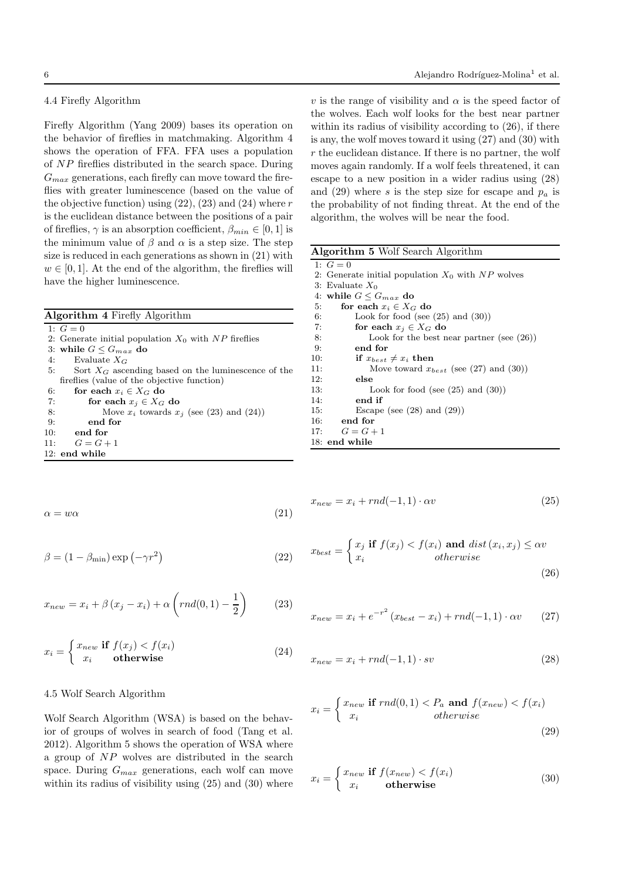### 4.4 Firefly Algorithm

Firefly Algorithm (Yang 2009) bases its operation on the behavior of fireflies in matchmaking. Algorithm 4 shows the operation of FFA. FFA uses a population of $NP$ fireflies distributed in the search space. During $G_{max}$ generations, each firefly can move toward the fireflies with greater luminescence (based on the value of the objective function) using (22), (23) and (24) where $r$ is the euclidean distance between the positions of a pair of fireflies, $\gamma$ is an absorption coefficient, $\beta_{min} \in [0, 1]$ is the minimum value of $\beta$ and $\alpha$ is a step size. The step size is reduced in each generations as shown in (21) with $w \in [0, 1]$. At the end of the algorithm, the fireflies will have the higher luminescence.

**Algorithm 4** Firefly Algorithm

```
1: G = 0
2: Generate initial population X_0 with NP fireflies
3: while G ≤ G_max do
4:     Evaluate X_G
5:     Sort X_G ascending based on the luminescence of the
       fireflies (value of the objective function)
6:     for each x_i ∈ X_G do
7:         for each x_j ∈ X_G do
8:             Move x_i towards x_j (see (23) and (24))
9:         end for
10:    end for
11:    G = G + 1
12: end while
```

$$\alpha = w\alpha \tag{21}$$

$$\beta = (1 - \beta_{\min}) \exp\left(-\gamma r^2\right) \tag{22}$$

$$x_{new} = x_i + \beta \left(x_j - x_i\right) + \alpha \left(rnd(0, 1) - \frac{1}{2}\right) \tag{23}$$

$$x_i = \begin{cases} x_{new} \ \textbf{if} \ f(x_j) < f(x_i) \\ x_i \quad \ \ \textbf{otherwise} \end{cases} \tag{24}$$

### 4.5 Wolf Search Algorithm

Wolf Search Algorithm (WSA) is based on the behavior of groups of wolves in search of food (Tang et al. 2012). Algorithm 5 shows the operation of WSA where a group of $NP$ wolves are distributed in the search space. During $G_{max}$ generations, each wolf can move within its radius of visibility using (25) and (30) where $v$ is the range of visibility and $\alpha$ is the speed factor of the wolves. Each wolf looks for the best near partner within its radius of visibility according to (26), if there is any, the wolf moves toward it using (27) and (30) with $r$ the euclidean distance. If there is no partner, the wolf moves again randomly. If a wolf feels threatened, it can escape to a new position in a wider radius using (28) and (29) where $s$ is the step size for escape and $p_a$ is the probability of not finding threat. At the end of the algorithm, the wolves will be near the food.

**Algorithm 5** Wolf Search Algorithm

```
1: G = 0
2: Generate initial population X_0 with NP wolves
3: Evaluate X_0
4: while G ≤ G_max do
5:     for each x_i ∈ X_G do
6:         Look for food (see (25) and (30))
7:         for each x_j ∈ X_G do
8:             Look for the best near partner (see (26))
9:         end for
10:        if x_best ≠ x_i then
11:            Move toward x_best (see (27) and (30))
12:        else
13:            Look for food (see (25) and (30))
14:        end if
15:        Escape (see (28) and (29))
16:    end for
17:    G = G + 1
18: end while
```

$$x_{new} = x_i + rnd(-1, 1) \cdot \alpha v \tag{25}$$

$$x_{best} = \begin{cases} x_j \ \textbf{if} \ f(x_j) < f(x_i) \ \textbf{and} \ dist\left(x_i, x_j\right) \leq \alpha v \\ x_i \qquad\qquad\quad otherwise \end{cases} \tag{26}$$

$$x_{new} = x_i + e^{-r^2} \left(x_{best} - x_i\right) + rnd(-1, 1) \cdot \alpha v \tag{27}$$

$$x_{new} = x_i + rnd(-1, 1) \cdot sv \tag{28}$$

$$x_i = \begin{cases} x_{new} \ \textbf{if} \ rnd(0, 1) < P_a \ \textbf{and} \ f(x_{new}) < f(x_i) \\ x_i \qquad\qquad\qquad otherwise \end{cases} \tag{29}$$

$$x_i = \begin{cases} x_{new} \ \textbf{if} \ f(x_{new}) < f(x_i) \\ x_i \qquad \textbf{otherwise} \end{cases} \tag{30}$$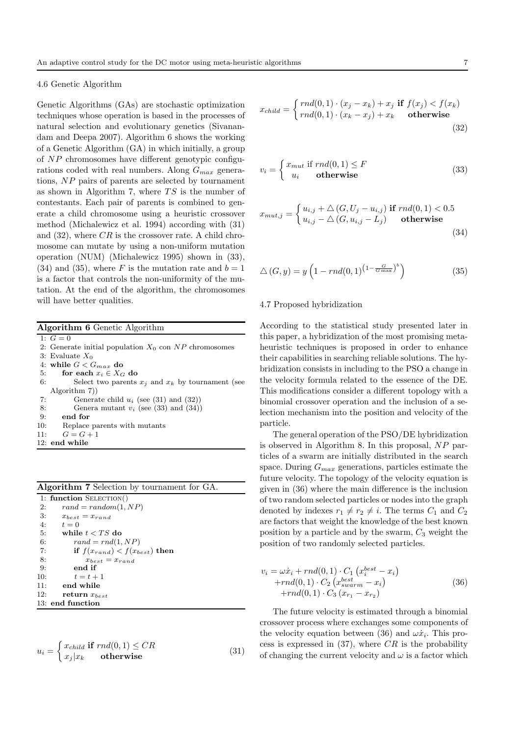### 4.6 Genetic Algorithm

Genetic Algorithms (GAs) are stochastic optimization techniques whose operation is based in the processes of natural selection and evolutionary genetics (Sivanandam and Deepa 2007). Algorithm 6 shows the working of a Genetic Algorithm (GA) in which initially, a group of $NP$ chromosomes have different genotypic configurations coded with real numbers. Along $G_{max}$ generations, $NP$ pairs of parents are selected by tournament as shown in Algorithm 7, where $TS$ is the number of contestants. Each pair of parents is combined to generate a child chromosome using a heuristic crossover method (Michalewicz et al. 1994) according with (31) and (32), where $CR$ is the crossover rate. A child chromosome can mutate by using a non-uniform mutation operation (NUM) (Michalewicz 1995) shown in (33), (34) and (35), where $F$ is the mutation rate and $b = 1$ is a factor that controls the non-uniformity of the mutation. At the end of the algorithm, the chromosomes will have better qualities.

**Algorithm 6** Genetic Algorithm

```
1: G = 0
2: Generate initial population X_0 con NP chromosomes
3: Evaluate X_0
4: while G < G_max do
5:     for each x_i ∈ X_G do
6:         Select two parents x_j and x_k by tournament (see Algorithm 7))
7:         Generate child u_i (see (31) and (32))
8:         Genera mutant v_i (see (33) and (34))
9:     end for
10:    Replace parents with mutants
11:    G = G + 1
12: end while
```

**Algorithm 7** Selection by tournament for GA.

```
1: function SELECTION()
2:     rand = random(1, NP)
3:     x_best = x_rand
4:     t = 0
5:     while t < TS do
6:         rand = rnd(1, NP)
7:         if f(x_rand) < f(x_best) then
8:             x_best = x_rand
9:         end if
10:        t = t + 1
11:    end while
12:    return x_best
13: end function
```

$$u_i = \begin{cases} x_{child} \ \textbf{if} \ rnd(0,1) \leq CR \\ x_j | x_k \quad \textbf{otherwise} \end{cases} \tag{31}$$

$$x_{child} = \begin{cases} rnd(0,1) \cdot (x_j - x_k) + x_j \ \textbf{if} \ f(x_j) < f(x_k) \\ rnd(0,1) \cdot (x_k - x_j) + x_k \quad \textbf{otherwise} \end{cases} \tag{32}$$

$$v_i = \begin{cases} x_{mut} \ \text{if} \ rnd(0,1) \leq F \\ u_i \quad \textbf{otherwise} \end{cases} \tag{33}$$

$$x_{mut,j} = \begin{cases} u_{i,j} + \triangle \left(G, U_j - u_{i,j}\right) \ \textbf{if} \ rnd(0,1) < 0.5 \\ u_{i,j} - \triangle \left(G, u_{i,j} - L_j\right) \quad \textbf{otherwise} \end{cases} \tag{34}$$

$$\triangle \left(G, y\right) = y \left(1 - rnd(0,1)^{\left(1 - \frac{G}{G\max}\right)^b}\right) \tag{35}$$

### 4.7 Proposed hybridization

According to the statistical study presented later in this paper, a hybridization of the most promising metaheuristic techniques is proposed in order to enhance their capabilities in searching reliable solutions. The hybridization consists in including to the PSO a change in the velocity formula related to the essence of the DE. This modifications consider a different topology with a binomial crossover operation and the inclusion of a selection mechanism into the position and velocity of the particle.

The general operation of the PSO/DE hybridization is observed in Algorithm 8. In this proposal, $NP$ particles of a swarm are initially distributed in the search space. During $G_{max}$ generations, particles estimate the future velocity. The topology of the velocity equation is given in (36) where the main difference is the inclusion of two random selected particles or nodes into the graph denoted by indexes $r_1 \neq r_2 \neq i$. The terms $C_1$ and $C_2$ are factors that weight the knowledge of the best known position by a particle and by the swarm, $C_3$ weight the position of two randomly selected particles.

$$\begin{aligned} v_i = \omega \dot{x}_i + rnd(0,1) \cdot C_1 \left(x_i^{best} - x_i\right) \\ + rnd(0,1) \cdot C_2 \left(x_{swarm}^{best} - x_i\right) \\ + rnd(0,1) \cdot C_3 \left(x_{r_1} - x_{r_2}\right) \end{aligned} \tag{36}$$

The future velocity is estimated through a binomial crossover process where exchanges some components of the velocity equation between (36) and $\omega \dot{x}_i$. This process is expressed in (37), where $CR$ is the probability of changing the current velocity and $\omega$ is a factor which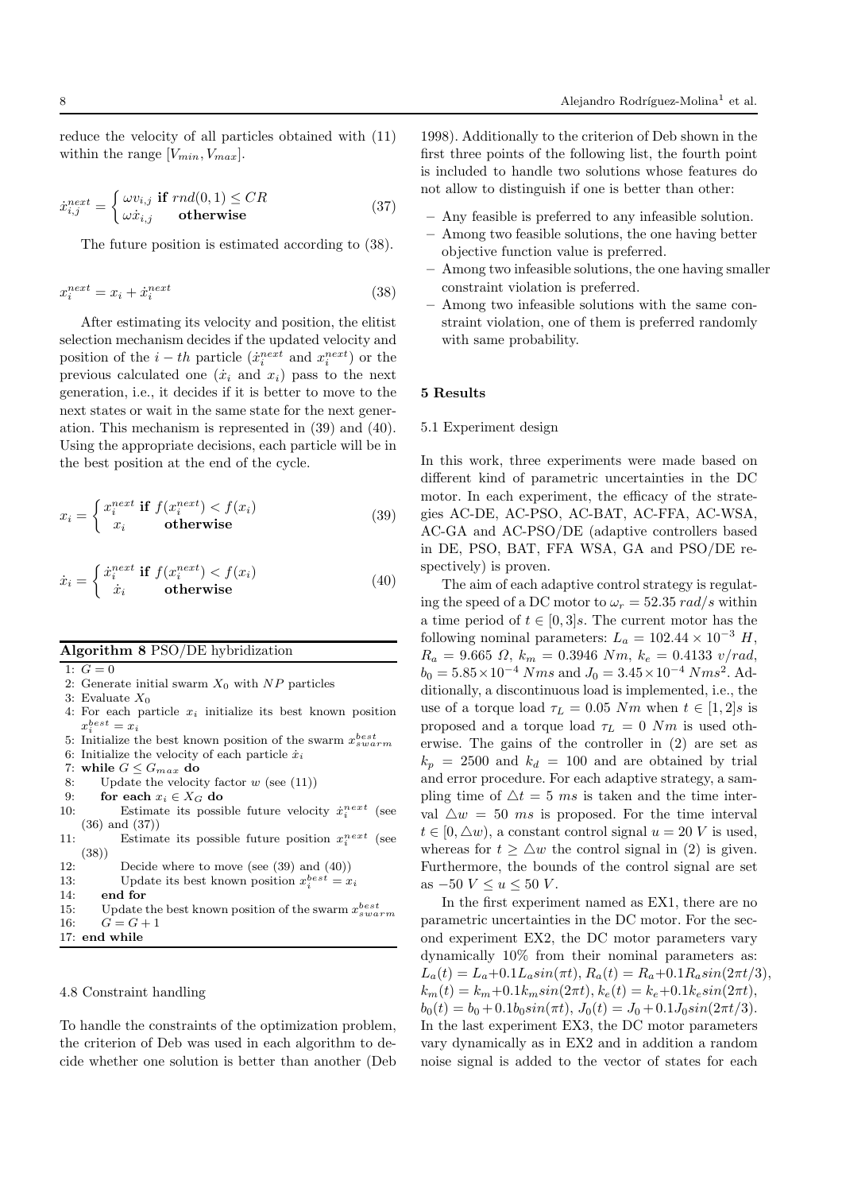reduce the velocity of all particles obtained with (11) within the range $[V_{min}, V_{max}]$.

$$\dot{x}_{i,j}^{next} = \begin{cases} \omega v_{i,j} & \textbf{if } rnd(0,1) \leq CR \\ \omega \dot{x}_{i,j} & \textbf{otherwise} \end{cases} \tag{37}$$

The future position is estimated according to (38).

$$x_i^{next} = x_i + \dot{x}_i^{next} \tag{38}$$

After estimating its velocity and position, the elitist selection mechanism decides if the updated velocity and position of the $i-th$ particle ($\dot{x}_i^{next}$ and $x_i^{next}$) or the previous calculated one ($\dot{x}_i$ and $x_i$) pass to the next generation, i.e., it decides if it is better to move to the next states or wait in the same state for the next generation. This mechanism is represented in (39) and (40). Using the appropriate decisions, each particle will be in the best position at the end of the cycle.

$$x_i = \begin{cases} x_i^{next} & \textbf{if } f(x_i^{next}) < f(x_i) \\ x_i & \textbf{otherwise} \end{cases} \tag{39}$$

$$\dot{x}_i = \begin{cases} \dot{x}_i^{next} & \textbf{if } f(x_i^{next}) < f(x_i) \\ \dot{x}_i & \textbf{otherwise} \end{cases} \tag{40}$$

**Algorithm 8** PSO/DE hybridization

```
1: G = 0
2: Generate initial swarm X_0 with NP particles
3: Evaluate X_0
4: For each particle x_i initialize its best known position x_i^best = x_i
5: Initialize the best known position of the swarm x_swarm^best
6: Initialize the velocity of each particle ẋ_i
7: while G ≤ G_max do
8:     Update the velocity factor w (see (11))
9:     for each x_i ∈ X_G do
10:        Estimate its possible future velocity ẋ_i^next (see (36) and (37))
11:        Estimate its possible future position x_i^next (see (38))
12:        Decide where to move (see (39) and (40))
13:        Update its best known position x_i^best = x_i
14:    end for
15:    Update the best known position of the swarm x_swarm^best
16:    G = G + 1
17: end while
```

### 4.8 Constraint handling

To handle the constraints of the optimization problem, the criterion of Deb was used in each algorithm to decide whether one solution is better than another (Deb 1998). Additionally to the criterion of Deb shown in the first three points of the following list, the fourth point is included to handle two solutions whose features do not allow to distinguish if one is better than other:

- Any feasible is preferred to any infeasible solution.
- Among two feasible solutions, the one having better objective function value is preferred.
- Among two infeasible solutions, the one having smaller constraint violation is preferred.
- Among two infeasible solutions with the same constraint violation, one of them is preferred randomly with same probability.

## 5 Results

### 5.1 Experiment design

In this work, three experiments were made based on different kind of parametric uncertainties in the DC motor. In each experiment, the efficacy of the strategies AC-DE, AC-PSO, AC-BAT, AC-FFA, AC-WSA, AC-GA and AC-PSO/DE (adaptive controllers based in DE, PSO, BAT, FFA WSA, GA and PSO/DE respectively) is proven.

The aim of each adaptive control strategy is regulating the speed of a DC motor to $\omega_r = 52.35\ rad/s$ within a time period of $t \in [0, 3]s$. The current motor has the following nominal parameters: $L_a = 102.44 \times 10^{-3}\ H$, $R_a = 9.665\ \Omega$, $k_m = 0.3946\ Nm$, $k_e = 0.4133\ v/rad$, $b_0 = 5.85 \times 10^{-4}\ Nms$ and $J_0 = 3.45 \times 10^{-4}\ Nms^2$. Additionally, a discontinuous load is implemented, i.e., the use of a torque load $\tau_L = 0.05\ Nm$ when $t \in [1, 2]s$ is proposed and a torque load $\tau_L = 0\ Nm$ is used otherwise. The gains of the controller in (2) are set as $k_p = 2500$ and $k_d = 100$ and are obtained by trial and error procedure. For each adaptive strategy, a sampling time of $\triangle t = 5\ ms$ is taken and the time interval $\triangle w = 50\ ms$ is proposed. For the time interval $t \in [0, \triangle w)$, a constant control signal $u = 20\ V$ is used, whereas for $t \geq \triangle w$ the control signal in (2) is given. Furthermore, the bounds of the control signal are set as $-50\ V \leq u \leq 50\ V$.

In the first experiment named as EX1, there are no parametric uncertainties in the DC motor. For the second experiment EX2, the DC motor parameters vary dynamically 10% from their nominal parameters as: $L_a(t) = L_a + 0.1L_a sin(\pi t)$, $R_a(t) = R_a + 0.1R_a sin(2\pi t/3)$, $k_m(t) = k_m + 0.1k_m sin(2\pi t)$, $k_e(t) = k_e + 0.1k_e sin(2\pi t)$, $b_0(t) = b_0 + 0.1b_0 sin(\pi t)$, $J_0(t) = J_0 + 0.1J_0 sin(2\pi t/3)$. In the last experiment EX3, the DC motor parameters vary dynamically as in EX2 and in addition a random noise signal is added to the vector of states for each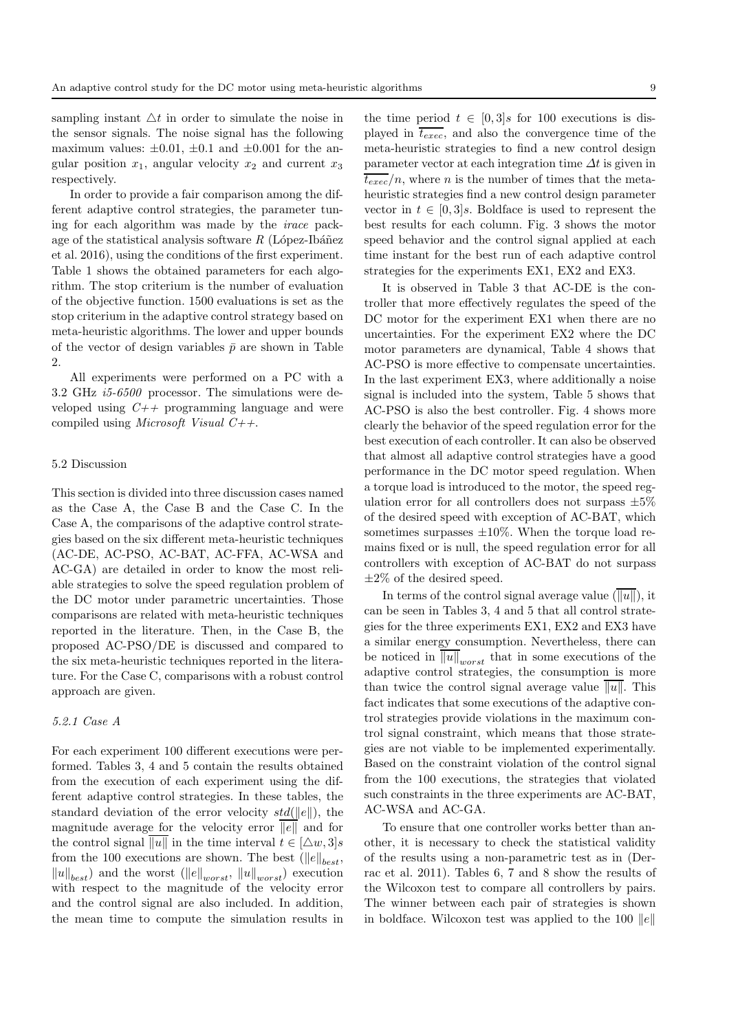sampling instant $\triangle t$ in order to simulate the noise in the sensor signals. The noise signal has the following maximum values: $\pm 0.01$, $\pm 0.1$ and $\pm 0.001$ for the angular position $x_1$, angular velocity $x_2$ and current $x_3$ respectively.

In order to provide a fair comparison among the different adaptive control strategies, the parameter tuning for each algorithm was made by the *irace* package of the statistical analysis software *R* (López-Ibáñez et al. 2016), using the conditions of the first experiment. Table 1 shows the obtained parameters for each algorithm. The stop criterium is the number of evaluation of the objective function. 1500 evaluations is set as the stop criterium in the adaptive control strategy based on meta-heuristic algorithms. The lower and upper bounds of the vector of design variables $\bar{p}$ are shown in Table 2.

All experiments were performed on a PC with a 3.2 GHz *i5-6500* processor. The simulations were developed using *C++* programming language and were compiled using *Microsoft Visual C++*.

### 5.2 Discussion

This section is divided into three discussion cases named as the Case A, the Case B and the Case C. In the Case A, the comparisons of the adaptive control strategies based on the six different meta-heuristic techniques (AC-DE, AC-PSO, AC-BAT, AC-FFA, AC-WSA and AC-GA) are detailed in order to know the most reliable strategies to solve the speed regulation problem of the DC motor under parametric uncertainties. Those comparisons are related with meta-heuristic techniques reported in the literature. Then, in the Case B, the proposed AC-PSO/DE is discussed and compared to the six meta-heuristic techniques reported in the literature. For the Case C, comparisons with a robust control approach are given.

#### 5.2.1 Case A

For each experiment 100 different executions were performed. Tables 3, 4 and 5 contain the results obtained from the execution of each experiment using the different adaptive control strategies. In these tables, the standard deviation of the error velocity $std(\|e\|)$, the magnitude average for the velocity error $\overline{\|e\|}$ and for the control signal $\overline{\|u\|}$ in the time interval $t \in [\triangle w, 3]s$ from the 100 executions are shown. The best ($\|e\|_{best}$, $\|u\|_{best}$) and the worst ($\|e\|_{worst}$, $\|u\|_{worst}$) execution with respect to the magnitude of the velocity error and the control signal are also included. In addition, the mean time to compute the simulation results in the time period $t \in [0, 3]s$ for 100 executions is displayed in $\overline{t_{exec}}$, and also the convergence time of the meta-heuristic strategies to find a new control design parameter vector at each integration time $\Delta t$ is given in $\overline{t_{exec}}/n$, where $n$ is the number of times that the meta-heuristic strategies find a new control design parameter vector in $t \in [0, 3]s$. Boldface is used to represent the best results for each column. Fig. 3 shows the motor speed behavior and the control signal applied at each time instant for the best run of each adaptive control strategies for the experiments EX1, EX2 and EX3.

It is observed in Table 3 that AC-DE is the controller that more effectively regulates the speed of the DC motor for the experiment EX1 when there are no uncertainties. For the experiment EX2 where the DC motor parameters are dynamical, Table 4 shows that AC-PSO is more effective to compensate uncertainties. In the last experiment EX3, where additionally a noise signal is included into the system, Table 5 shows that AC-PSO is also the best controller. Fig. 4 shows more clearly the behavior of the speed regulation error for the best execution of each controller. It can also be observed that almost all adaptive control strategies have a good performance in the DC motor speed regulation. When a torque load is introduced to the motor, the speed regulation error for all controllers does not surpass $\pm 5\%$ of the desired speed with exception of AC-BAT, which sometimes surpasses $\pm 10\%$. When the torque load remains fixed or is null, the speed regulation error for all controllers with exception of AC-BAT do not surpass $\pm 2\%$ of the desired speed.

In terms of the control signal average value ($\overline{\|u\|}$), it can be seen in Tables 3, 4 and 5 that all control strategies for the three experiments EX1, EX2 and EX3 have a similar energy consumption. Nevertheless, there can be noticed in $\overline{\|u\|}_{worst}$ that in some executions of the adaptive control strategies, the consumption is more than twice the control signal average value $\overline{\|u\|}$. This fact indicates that some executions of the adaptive control strategies provide violations in the maximum control signal constraint, which means that those strategies are not viable to be implemented experimentally. Based on the constraint violation of the control signal from the 100 executions, the strategies that violated such constraints in the three experiments are AC-BAT, AC-WSA and AC-GA.

To ensure that one controller works better than another, it is necessary to check the statistical validity of the results using a non-parametric test as in (Derrac et al. 2011). Tables 6, 7 and 8 show the results of the Wilcoxon test to compare all controllers by pairs. The winner between each pair of strategies is shown in boldface. Wilcoxon test was applied to the 100 $\|e\|$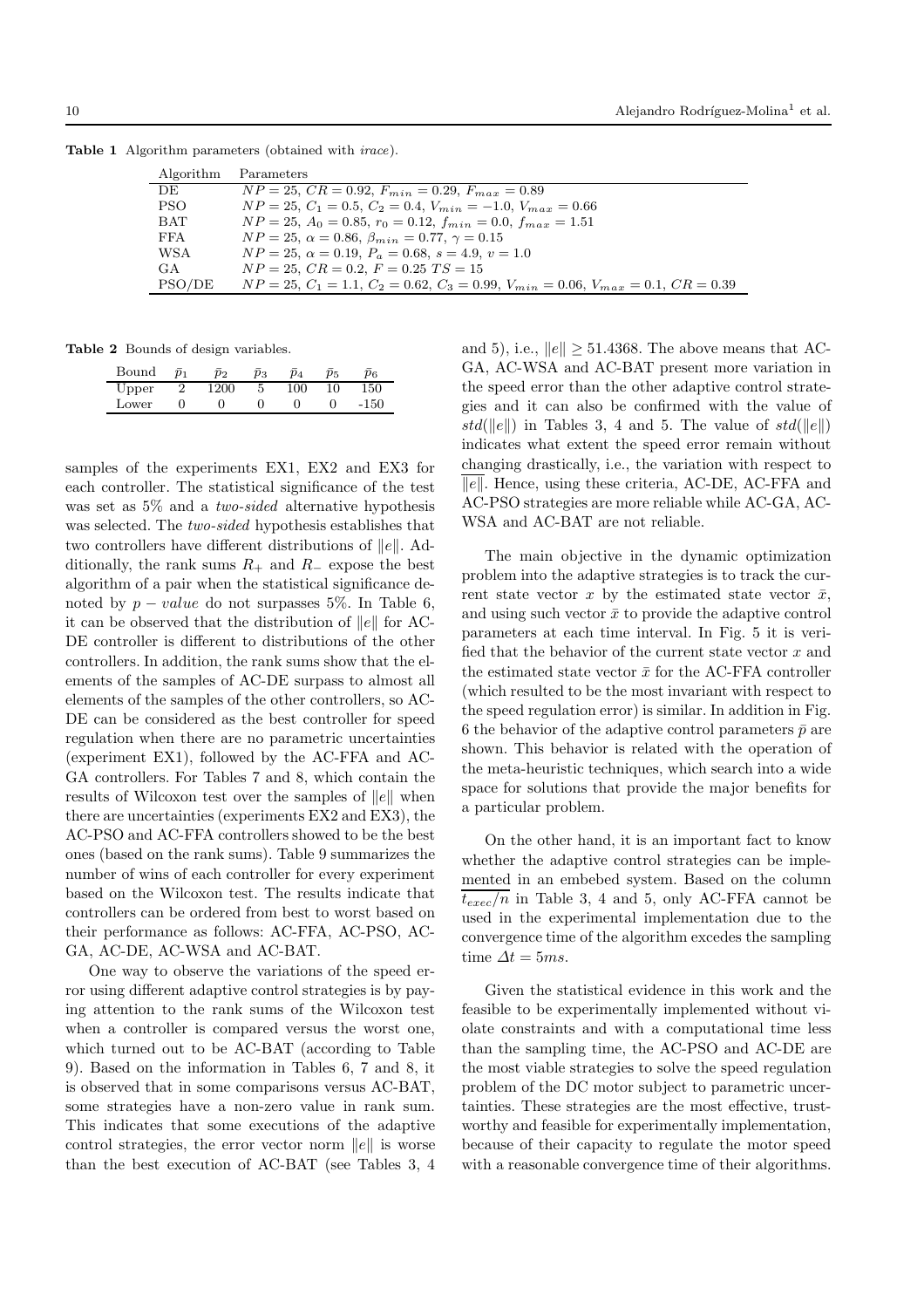**Table 1** Algorithm parameters (obtained with *irace*).

| Algorithm | Parameters |
| --- | --- |
| DE | $NP = 25$, $CR = 0.92$, $F_{min} = 0.29$, $F_{max} = 0.89$ |
| PSO | $NP = 25$, $C_1 = 0.5$, $C_2 = 0.4$, $V_{min} = -1.0$, $V_{max} = 0.66$ |
| BAT | $NP = 25$, $A_0 = 0.85$, $r_0 = 0.12$, $f_{min} = 0.0$, $f_{max} = 1.51$ |
| FFA | $NP = 25$, $\alpha = 0.86$, $\beta_{min} = 0.77$, $\gamma = 0.15$ |
| WSA | $NP = 25$, $\alpha = 0.19$, $P_a = 0.68$, $s = 4.9$, $v = 1.0$ |
| GA | $NP = 25$, $CR = 0.2$, $F = 0.25$ $TS = 15$ |
| PSO/DE | $NP = 25$, $C_1 = 1.1$, $C_2 = 0.62$, $C_3 = 0.99$, $V_{min} = 0.06$, $V_{max} = 0.1$, $CR = 0.39$ |

**Table 2** Bounds of design variables.

| Bound | $\bar{p}_1$ | $\bar{p}_2$ | $\bar{p}_3$ | $\bar{p}_4$ | $\bar{p}_5$ | $\bar{p}_6$ |
| --- | --- | --- | --- | --- | --- | --- |
| Upper | 2 | 1200 | 5 | 100 | 10 | 150 |
| Lower | 0 | 0 | 0 | 0 | 0 | -150 |

samples of the experiments EX1, EX2 and EX3 for each controller. The statistical significance of the test was set as 5% and a *two-sided* alternative hypothesis was selected. The *two-sided* hypothesis establishes that two controllers have different distributions of $\|e\|$. Additionally, the rank sums $R_+$ and $R_-$ expose the best algorithm of a pair when the statistical significance denoted by $p-value$ do not surpasses 5%. In Table 6, it can be observed that the distribution of $\|e\|$ for AC-DE controller is different to distributions of the other controllers. In addition, the rank sums show that the elements of the samples of AC-DE surpass to almost all elements of the samples of the other controllers, so AC-DE can be considered as the best controller for speed regulation when there are no parametric uncertainties (experiment EX1), followed by the AC-FFA and AC-GA controllers. For Tables 7 and 8, which contain the results of Wilcoxon test over the samples of $\|e\|$ when there are uncertainties (experiments EX2 and EX3), the AC-PSO and AC-FFA controllers showed to be the best ones (based on the rank sums). Table 9 summarizes the number of wins of each controller for every experiment based on the Wilcoxon test. The results indicate that controllers can be ordered from best to worst based on their performance as follows: AC-FFA, AC-PSO, AC-GA, AC-DE, AC-WSA and AC-BAT.

One way to observe the variations of the speed error using different adaptive control strategies is by paying attention to the rank sums of the Wilcoxon test when a controller is compared versus the worst one, which turned out to be AC-BAT (according to Table 9). Based on the information in Tables 6, 7 and 8, it is observed that in some comparisons versus AC-BAT, some strategies have a non-zero value in rank sum. This indicates that some executions of the adaptive control strategies, the error vector norm $\|e\|$ is worse than the best execution of AC-BAT (see Tables 3, 4 and 5), i.e., $\|e\| \geq 51.4368$. The above means that AC-GA, AC-WSA and AC-BAT present more variation in the speed error than the other adaptive control strategies and it can also be confirmed with the value of $std(\|e\|)$ in Tables 3, 4 and 5. The value of $std(\|e\|)$ indicates what extent the speed error remain without changing drastically, i.e., the variation with respect to $\overline{\|e\|}$. Hence, using these criteria, AC-DE, AC-FFA and AC-PSO strategies are more reliable while AC-GA, AC-WSA and AC-BAT are not reliable.

The main objective in the dynamic optimization problem into the adaptive strategies is to track the current state vector $x$ by the estimated state vector $\bar{x}$, and using such vector $\bar{x}$ to provide the adaptive control parameters at each time interval. In Fig. 5 it is verified that the behavior of the current state vector $x$ and the estimated state vector $\bar{x}$ for the AC-FFA controller (which resulted to be the most invariant with respect to the speed regulation error) is similar. In addition in Fig. 6 the behavior of the adaptive control parameters $\bar{p}$ are shown. This behavior is related with the operation of the meta-heuristic techniques, which search into a wide space for solutions that provide the major benefits for a particular problem.

On the other hand, it is an important fact to know whether the adaptive control strategies can be implemented in an embebed system. Based on the column $\overline{t_{exec}/n}$ in Table 3, 4 and 5, only AC-FFA cannot be used in the experimental implementation due to the convergence time of the algorithm excedes the sampling time $\Delta t = 5ms$.

Given the statistical evidence in this work and the feasible to be experimentally implemented without violate constraints and with a computational time less than the sampling time, the AC-PSO and AC-DE are the most viable strategies to solve the speed regulation problem of the DC motor subject to parametric uncertainties. These strategies are the most effective, trustworthy and feasible for experimentally implementation, because of their capacity to regulate the motor speed with a reasonable convergence time of their algorithms.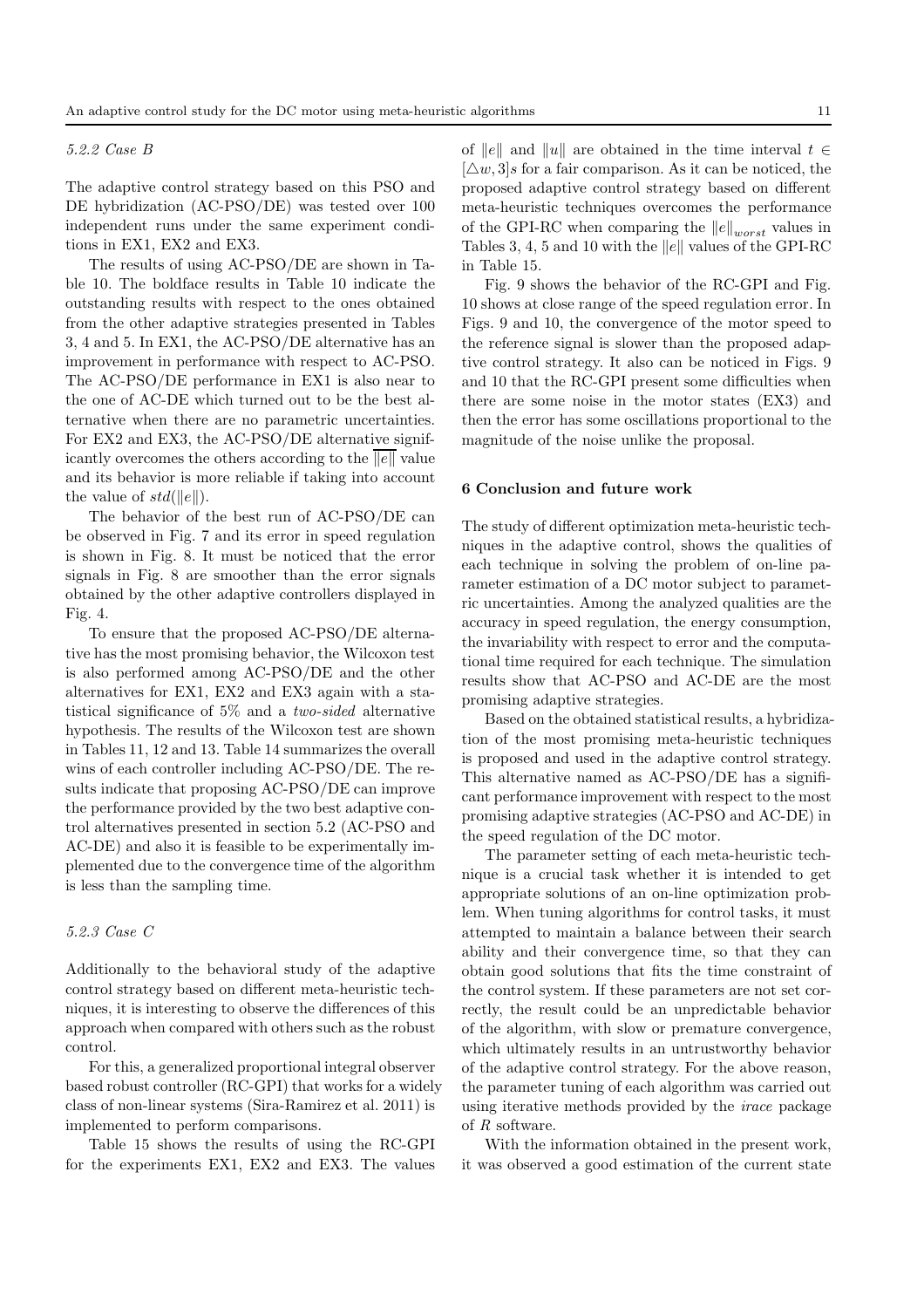#### 5.2.2 Case B

The adaptive control strategy based on this PSO and DE hybridization (AC-PSO/DE) was tested over 100 independent runs under the same experiment conditions in EX1, EX2 and EX3.

The results of using AC-PSO/DE are shown in Table 10. The boldface results in Table 10 indicate the outstanding results with respect to the ones obtained from the other adaptive strategies presented in Tables 3, 4 and 5. In EX1, the AC-PSO/DE alternative has an improvement in performance with respect to AC-PSO. The AC-PSO/DE performance in EX1 is also near to the one of AC-DE which turned out to be the best alternative when there are no parametric uncertainties. For EX2 and EX3, the AC-PSO/DE alternative significantly overcomes the others according to the $\overline{\|e\|}$ value and its behavior is more reliable if taking into account the value of $std(\|e\|)$.

The behavior of the best run of AC-PSO/DE can be observed in Fig. 7 and its error in speed regulation is shown in Fig. 8. It must be noticed that the error signals in Fig. 8 are smoother than the error signals obtained by the other adaptive controllers displayed in Fig. 4.

To ensure that the proposed AC-PSO/DE alternative has the most promising behavior, the Wilcoxon test is also performed among AC-PSO/DE and the other alternatives for EX1, EX2 and EX3 again with a statistical significance of 5% and a *two-sided* alternative hypothesis. The results of the Wilcoxon test are shown in Tables 11, 12 and 13. Table 14 summarizes the overall wins of each controller including AC-PSO/DE. The results indicate that proposing AC-PSO/DE can improve the performance provided by the two best adaptive control alternatives presented in section 5.2 (AC-PSO and AC-DE) and also it is feasible to be experimentally implemented due to the convergence time of the algorithm is less than the sampling time.

#### 5.2.3 Case C

Additionally to the behavioral study of the adaptive control strategy based on different meta-heuristic techniques, it is interesting to observe the differences of this approach when compared with others such as the robust control.

For this, a generalized proportional integral observer based robust controller (RC-GPI) that works for a widely class of non-linear systems (Sira-Ramirez et al. 2011) is implemented to perform comparisons.

Table 15 shows the results of using the RC-GPI for the experiments EX1, EX2 and EX3. The values of $\|e\|$ and $\|u\|$ are obtained in the time interval $t \in [\triangle w, 3]s$ for a fair comparison. As it can be noticed, the proposed adaptive control strategy based on different meta-heuristic techniques overcomes the performance of the GPI-RC when comparing the $\|e\|_{worst}$ values in Tables 3, 4, 5 and 10 with the $\|e\|$ values of the GPI-RC in Table 15.

Fig. 9 shows the behavior of the RC-GPI and Fig. 10 shows at close range of the speed regulation error. In Figs. 9 and 10, the convergence of the motor speed to the reference signal is slower than the proposed adaptive control strategy. It also can be noticed in Figs. 9 and 10 that the RC-GPI present some difficulties when there are some noise in the motor states (EX3) and then the error has some oscillations proportional to the magnitude of the noise unlike the proposal.

## 6 Conclusion and future work

The study of different optimization meta-heuristic techniques in the adaptive control, shows the qualities of each technique in solving the problem of on-line parameter estimation of a DC motor subject to parametric uncertainties. Among the analyzed qualities are the accuracy in speed regulation, the energy consumption, the invariability with respect to error and the computational time required for each technique. The simulation results show that AC-PSO and AC-DE are the most promising adaptive strategies.

Based on the obtained statistical results, a hybridization of the most promising meta-heuristic techniques is proposed and used in the adaptive control strategy. This alternative named as AC-PSO/DE has a significant performance improvement with respect to the most promising adaptive strategies (AC-PSO and AC-DE) in the speed regulation of the DC motor.

The parameter setting of each meta-heuristic technique is a crucial task whether it is intended to get appropriate solutions of an on-line optimization problem. When tuning algorithms for control tasks, it must attempted to maintain a balance between their search ability and their convergence time, so that they can obtain good solutions that fits the time constraint of the control system. If these parameters are not set correctly, the result could be an unpredictable behavior of the algorithm, with slow or premature convergence, which ultimately results in an untrustworthy behavior of the adaptive control strategy. For the above reason, the parameter tuning of each algorithm was carried out using iterative methods provided by the *irace* package of *R* software.

With the information obtained in the present work, it was observed a good estimation of the current state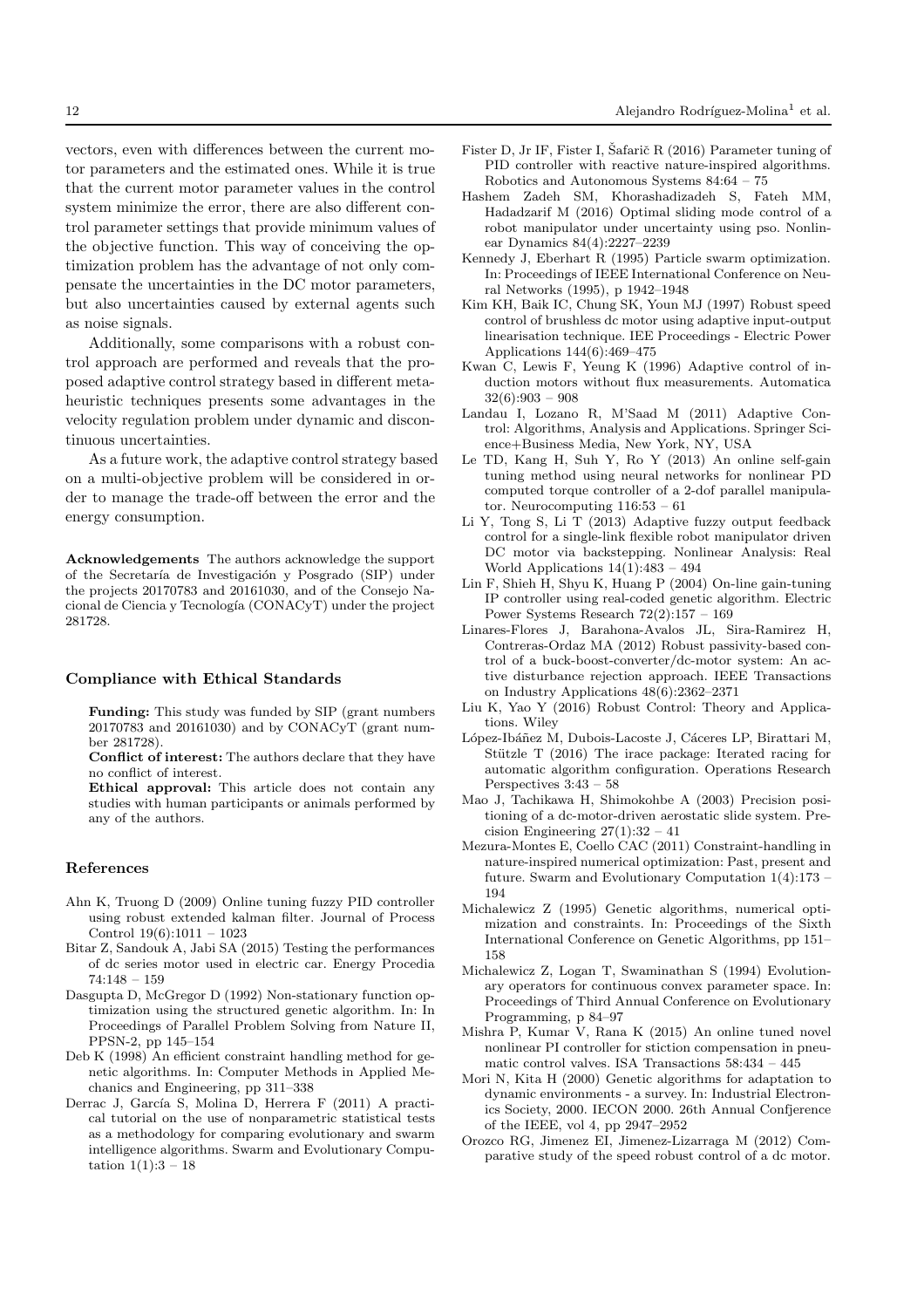vectors, even with differences between the current motor parameters and the estimated ones. While it is true that the current motor parameter values in the control system minimize the error, there are also different control parameter settings that provide minimum values of the objective function. This way of conceiving the optimization problem has the advantage of not only compensate the uncertainties in the DC motor parameters, but also uncertainties caused by external agents such as noise signals.

Additionally, some comparisons with a robust control approach are performed and reveals that the proposed adaptive control strategy based in different metaheuristic techniques presents some advantages in the velocity regulation problem under dynamic and discontinuous uncertainties.

As a future work, the adaptive control strategy based on a multi-objective problem will be considered in order to manage the trade-off between the error and the energy consumption.

**Acknowledgements** The authors acknowledge the support of the Secretaría de Investigación y Posgrado (SIP) under the projects 20170783 and 20161030, and of the Consejo Nacional de Ciencia y Tecnología (CONACyT) under the project 281728.

#### Compliance with Ethical Standards

**Funding:** This study was funded by SIP (grant numbers 20170783 and 20161030) and by CONACyT (grant number 281728).

**Conflict of interest:** The authors declare that they have no conflict of interest.

**Ethical approval:** This article does not contain any studies with human participants or animals performed by any of the authors.

#### References

Ahn K, Truong D (2009) Online tuning fuzzy PID controller using robust extended kalman filter. Journal of Process Control 19(6):1011 – 1023

Bitar Z, Sandouk A, Jabi SA (2015) Testing the performances of dc series motor used in electric car. Energy Procedia 74:148 – 159

Dasgupta D, McGregor D (1992) Non-stationary function optimization using the structured genetic algorithm. In: In Proceedings of Parallel Problem Solving from Nature II, PPSN-2, pp 145–154

Deb K (1998) An efficient constraint handling method for genetic algorithms. In: Computer Methods in Applied Mechanics and Engineering, pp 311–338

Derrac J, García S, Molina D, Herrera F (2011) A practical tutorial on the use of nonparametric statistical tests as a methodology for comparing evolutionary and swarm intelligence algorithms. Swarm and Evolutionary Computation 1(1):3 – 18

Fister D, Jr IF, Fister I, Šafarič R (2016) Parameter tuning of PID controller with reactive nature-inspired algorithms. Robotics and Autonomous Systems 84:64 – 75

Hashem Zadeh SM, Khorashadizadeh S, Fateh MM, Hadadzarif M (2016) Optimal sliding mode control of a robot manipulator under uncertainty using pso. Nonlinear Dynamics 84(4):2227–2239

Kennedy J, Eberhart R (1995) Particle swarm optimization. In: Proceedings of IEEE International Conference on Neural Networks (1995), p 1942–1948

Kim KH, Baik IC, Chung SK, Youn MJ (1997) Robust speed control of brushless dc motor using adaptive input-output linearisation technique. IEE Proceedings - Electric Power Applications 144(6):469–475

Kwan C, Lewis F, Yeung K (1996) Adaptive control of induction motors without flux measurements. Automatica 32(6):903 – 908

Landau I, Lozano R, M'Saad M (2011) Adaptive Control: Algorithms, Analysis and Applications. Springer Science+Business Media, New York, NY, USA

Le TD, Kang H, Suh Y, Ro Y (2013) An online self-gain tuning method using neural networks for nonlinear PD computed torque controller of a 2-dof parallel manipulator. Neurocomputing 116:53 – 61

Li Y, Tong S, Li T (2013) Adaptive fuzzy output feedback control for a single-link flexible robot manipulator driven DC motor via backstepping. Nonlinear Analysis: Real World Applications 14(1):483 – 494

Lin F, Shieh H, Shyu K, Huang P (2004) On-line gain-tuning IP controller using real-coded genetic algorithm. Electric Power Systems Research 72(2):157 – 169

Linares-Flores J, Barahona-Avalos JL, Sira-Ramirez H, Contreras-Ordaz MA (2012) Robust passivity-based control of a buck-boost-converter/dc-motor system: An active disturbance rejection approach. IEEE Transactions on Industry Applications 48(6):2362–2371

Liu K, Yao Y (2016) Robust Control: Theory and Applications. Wiley

López-Ibáñez M, Dubois-Lacoste J, Cáceres LP, Birattari M, Stützle T (2016) The irace package: Iterated racing for automatic algorithm configuration. Operations Research Perspectives 3:43 – 58

Mao J, Tachikawa H, Shimokohbe A (2003) Precision positioning of a dc-motor-driven aerostatic slide system. Precision Engineering 27(1):32 – 41

Mezura-Montes E, Coello CAC (2011) Constraint-handling in nature-inspired numerical optimization: Past, present and future. Swarm and Evolutionary Computation 1(4):173 – 194

Michalewicz Z (1995) Genetic algorithms, numerical optimization and constraints. In: Proceedings of the Sixth International Conference on Genetic Algorithms, pp 151–158

Michalewicz Z, Logan T, Swaminathan S (1994) Evolutionary operators for continuous convex parameter space. In: Proceedings of Third Annual Conference on Evolutionary Programming, p 84–97

Mishra P, Kumar V, Rana K (2015) An online tuned novel nonlinear PI controller for stiction compensation in pneumatic control valves. ISA Transactions 58:434 – 445

Mori N, Kita H (2000) Genetic algorithms for adaptation to dynamic environments - a survey. In: Industrial Electronics Society, 2000. IECON 2000. 26th Annual Confjerence of the IEEE, vol 4, pp 2947–2952

Orozco RG, Jimenez EI, Jimenez-Lizarraga M (2012) Comparative study of the speed robust control of a dc motor.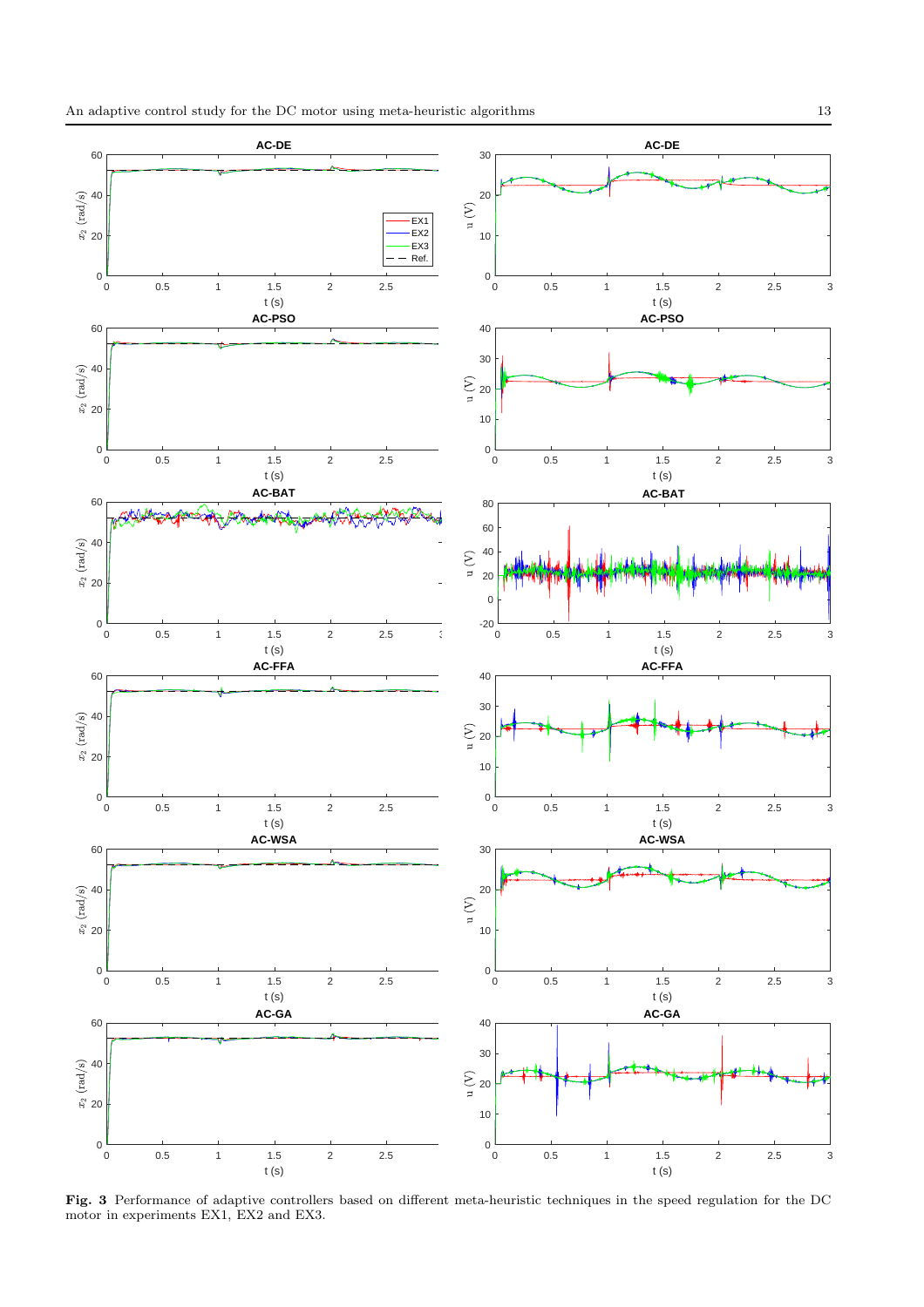**Fig. 3** Performance of adaptive controllers based on different meta-heuristic techniques in the speed regulation for the DC motor in experiments EX1, EX2 and EX3.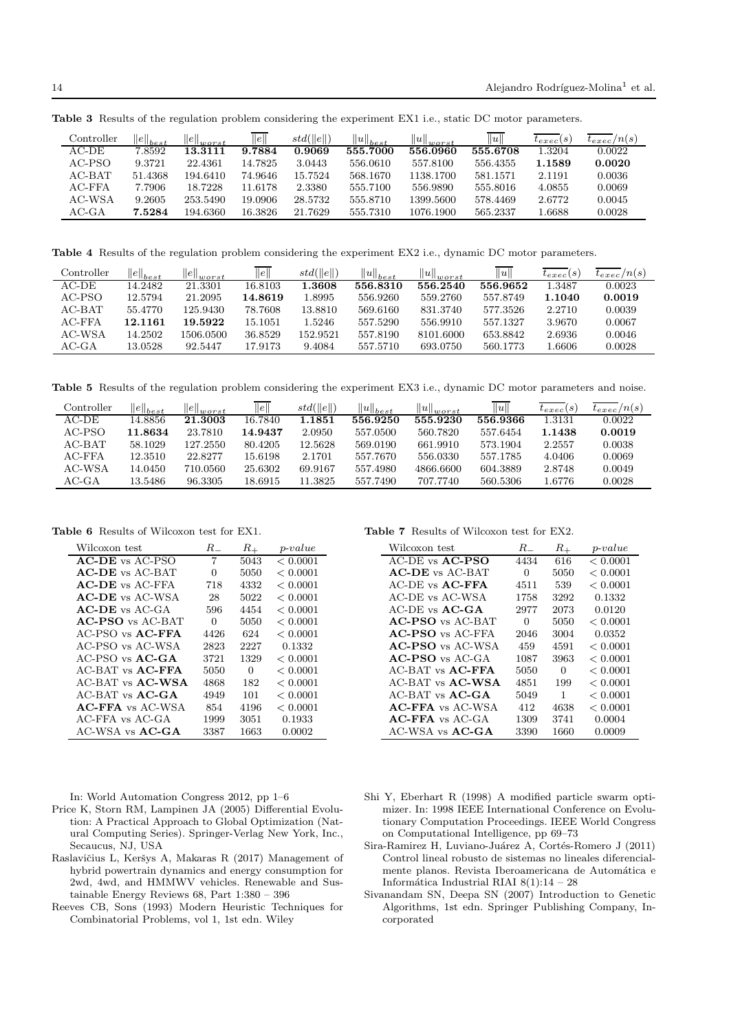**Table 3** Results of the regulation problem considering the experiment EX1 i.e., static DC motor parameters.

| Controller | $\lVert e\rVert_{best}$ | $\lVert e\rVert_{worst}$ | $\overline{\lVert e\rVert}$ | $std(\lVert e\rVert)$ | $\lVert u\rVert_{best}$ | $\lVert u\rVert_{worst}$ | $\overline{\lVert u\rVert}$ | $\overline{t_{exec}}(s)$ | $\overline{t_{exec}}/n(s)$ |
|---|---|---|---|---|---|---|---|---|---|
| AC-DE | 7.8592 | **13.3111** | **9.7884** | **0.9069** | **555.7000** | **556.0960** | **555.6708** | 1.3204 | 0.0022 |
| AC-PSO | 9.3721 | 22.4361 | 14.7825 | 3.0443 | 556.0610 | 557.8100 | 556.4355 | **1.1589** | **0.0020** |
| AC-BAT | 51.4368 | 194.6410 | 74.9646 | 15.7524 | 568.1670 | 1138.1700 | 581.1571 | 2.1191 | 0.0036 |
| AC-FFA | 7.7906 | 18.7228 | 11.6178 | 2.3380 | 555.7100 | 556.9890 | 555.8016 | 4.0855 | 0.0069 |
| AC-WSA | 9.2605 | 253.5490 | 19.0906 | 28.5732 | 555.8710 | 1399.5600 | 578.4469 | 2.6772 | 0.0045 |
| AC-GA | **7.5284** | 194.6360 | 16.3826 | 21.7629 | 555.7310 | 1076.1900 | 565.2337 | 1.6688 | 0.0028 |

**Table 4** Results of the regulation problem considering the experiment EX2 i.e., dynamic DC motor parameters.

| Controller | $\lVert e\rVert_{best}$ | $\lVert e\rVert_{worst}$ | $\overline{\lVert e\rVert}$ | $std(\lVert e\rVert)$ | $\lVert u\rVert_{best}$ | $\lVert u\rVert_{worst}$ | $\overline{\lVert u\rVert}$ | $\overline{t_{exec}}(s)$ | $\overline{t_{exec}}/n(s)$ |
|---|---|---|---|---|---|---|---|---|---|
| AC-DE | 14.2482 | 21.3301 | 16.8103 | **1.3608** | **556.8310** | **556.2540** | **556.9652** | 1.3487 | 0.0023 |
| AC-PSO | 12.5794 | 21.2095 | **14.8619** | 1.8995 | 556.9260 | 559.2760 | 557.8749 | **1.1040** | **0.0019** |
| AC-BAT | 55.4770 | 125.9430 | 78.7608 | 13.8810 | 569.6160 | 831.3740 | 577.3526 | 2.2710 | 0.0039 |
| AC-FFA | **12.1161** | **19.5922** | 15.1051 | 1.5246 | 557.5290 | 556.9910 | 557.1327 | 3.9670 | 0.0067 |
| AC-WSA | 14.2502 | 1506.0500 | 36.8529 | 152.9521 | 557.8190 | 8101.6000 | 653.8842 | 2.6936 | 0.0046 |
| AC-GA | 13.0528 | 92.5447 | 17.9173 | 9.4084 | 557.5710 | 693.0750 | 560.1773 | 1.6606 | 0.0028 |

**Table 5** Results of the regulation problem considering the experiment EX3 i.e., dynamic DC motor parameters and noise.

| Controller | $\lVert e\rVert_{best}$ | $\lVert e\rVert_{worst}$ | $\overline{\lVert e\rVert}$ | $std(\lVert e\rVert)$ | $\lVert u\rVert_{best}$ | $\lVert u\rVert_{worst}$ | $\overline{\lVert u\rVert}$ | $\overline{t_{exec}}(s)$ | $\overline{t_{exec}}/n(s)$ |
|---|---|---|---|---|---|---|---|---|---|
| AC-DE | 14.8856 | **21.3003** | 16.7840 | **1.1851** | **556.9250** | **555.9230** | **556.9366** | 1.3131 | 0.0022 |
| AC-PSO | **11.8634** | 23.7810 | **14.9437** | 2.0950 | 557.0500 | 560.7820 | 557.6454 | **1.1438** | **0.0019** |
| AC-BAT | 58.1029 | 127.2550 | 80.4205 | 12.5628 | 569.0190 | 661.9910 | 573.1904 | 2.2557 | 0.0038 |
| AC-FFA | 12.3510 | 22.8277 | 15.6198 | 2.1701 | 557.7670 | 556.0330 | 557.1785 | 4.0406 | 0.0069 |
| AC-WSA | 14.0450 | 710.0560 | 25.6302 | 69.9167 | 557.4980 | 4866.6600 | 604.3889 | 2.8748 | 0.0049 |
| AC-GA | 13.5486 | 96.3305 | 18.6915 | 11.3825 | 557.7490 | 707.7740 | 560.5306 | 1.6776 | 0.0028 |

**Table 6** Results of Wilcoxon test for EX1.

| Wilcoxon test | $R_-$ | $R_+$ | $p$-$value$ |
|---|---|---|---|
| **AC-DE** vs AC-PSO | 7 | 5043 | $< 0.0001$ |
| **AC-DE** vs AC-BAT | 0 | 5050 | $< 0.0001$ |
| **AC-DE** vs AC-FFA | 718 | 4332 | $< 0.0001$ |
| **AC-DE** vs AC-WSA | 28 | 5022 | $< 0.0001$ |
| **AC-DE** vs AC-GA | 596 | 4454 | $< 0.0001$ |
| **AC-PSO** vs AC-BAT | 0 | 5050 | $< 0.0001$ |
| AC-PSO vs **AC-FFA** | 4426 | 624 | $< 0.0001$ |
| AC-PSO vs AC-WSA | 2823 | 2227 | 0.1332 |
| AC-PSO vs **AC-GA** | 3721 | 1329 | $< 0.0001$ |
| AC-BAT vs **AC-FFA** | 5050 | 0 | $< 0.0001$ |
| AC-BAT vs **AC-WSA** | 4868 | 182 | $< 0.0001$ |
| AC-BAT vs **AC-GA** | 4949 | 101 | $< 0.0001$ |
| **AC-FFA** vs AC-WSA | 854 | 4196 | $< 0.0001$ |
| AC-FFA vs AC-GA | 1999 | 3051 | 0.1933 |
| AC-WSA vs **AC-GA** | 3387 | 1663 | 0.0002 |

**Table 7** Results of Wilcoxon test for EX2.

| Wilcoxon test | $R_-$ | $R_+$ | $p$-$value$ |
|---|---|---|---|
| AC-DE vs **AC-PSO** | 4434 | 616 | $< 0.0001$ |
| **AC-DE** vs AC-BAT | 0 | 5050 | $< 0.0001$ |
| AC-DE vs **AC-FFA** | 4511 | 539 | $< 0.0001$ |
| AC-DE vs AC-WSA | 1758 | 3292 | 0.1332 |
| AC-DE vs **AC-GA** | 2977 | 2073 | 0.0120 |
| **AC-PSO** vs AC-BAT | 0 | 5050 | $< 0.0001$ |
| **AC-PSO** vs AC-FFA | 2046 | 3004 | 0.0352 |
| **AC-PSO** vs AC-WSA | 459 | 4591 | $< 0.0001$ |
| **AC-PSO** vs AC-GA | 1087 | 3963 | $< 0.0001$ |
| AC-BAT vs **AC-FFA** | 5050 | 0 | $< 0.0001$ |
| AC-BAT vs **AC-WSA** | 4851 | 199 | $< 0.0001$ |
| AC-BAT vs **AC-GA** | 5049 | 1 | $< 0.0001$ |
| **AC-FFA** vs AC-WSA | 412 | 4638 | $< 0.0001$ |
| **AC-FFA** vs AC-GA | 1309 | 3741 | 0.0004 |
| AC-WSA vs **AC-GA** | 3390 | 1660 | 0.0009 |

In: World Automation Congress 2012, pp 1–6

Price K, Storn RM, Lampinen JA (2005) Differential Evolution: A Practical Approach to Global Optimization (Natural Computing Series). Springer-Verlag New York, Inc., Secaucus, NJ, USA

Raslavičius L, Keršys A, Makaras R (2017) Management of hybrid powertrain dynamics and energy consumption for 2wd, 4wd, and HMMWV vehicles. Renewable and Sustainable Energy Reviews 68, Part 1:380 – 396

Reeves CB, Sons (1993) Modern Heuristic Techniques for Combinatorial Problems, vol 1, 1st edn. Wiley

Shi Y, Eberhart R (1998) A modified particle swarm optimizer. In: 1998 IEEE International Conference on Evolutionary Computation Proceedings. IEEE World Congress on Computational Intelligence, pp 69–73

Sira-Ramirez H, Luviano-Juárez A, Cortés-Romero J (2011) Control lineal robusto de sistemas no lineales diferencialmente planos. Revista Iberoamericana de Automática e Informática Industrial RIAI 8(1):14 – 28

Sivanandam SN, Deepa SN (2007) Introduction to Genetic Algorithms, 1st edn. Springer Publishing Company, Incorporated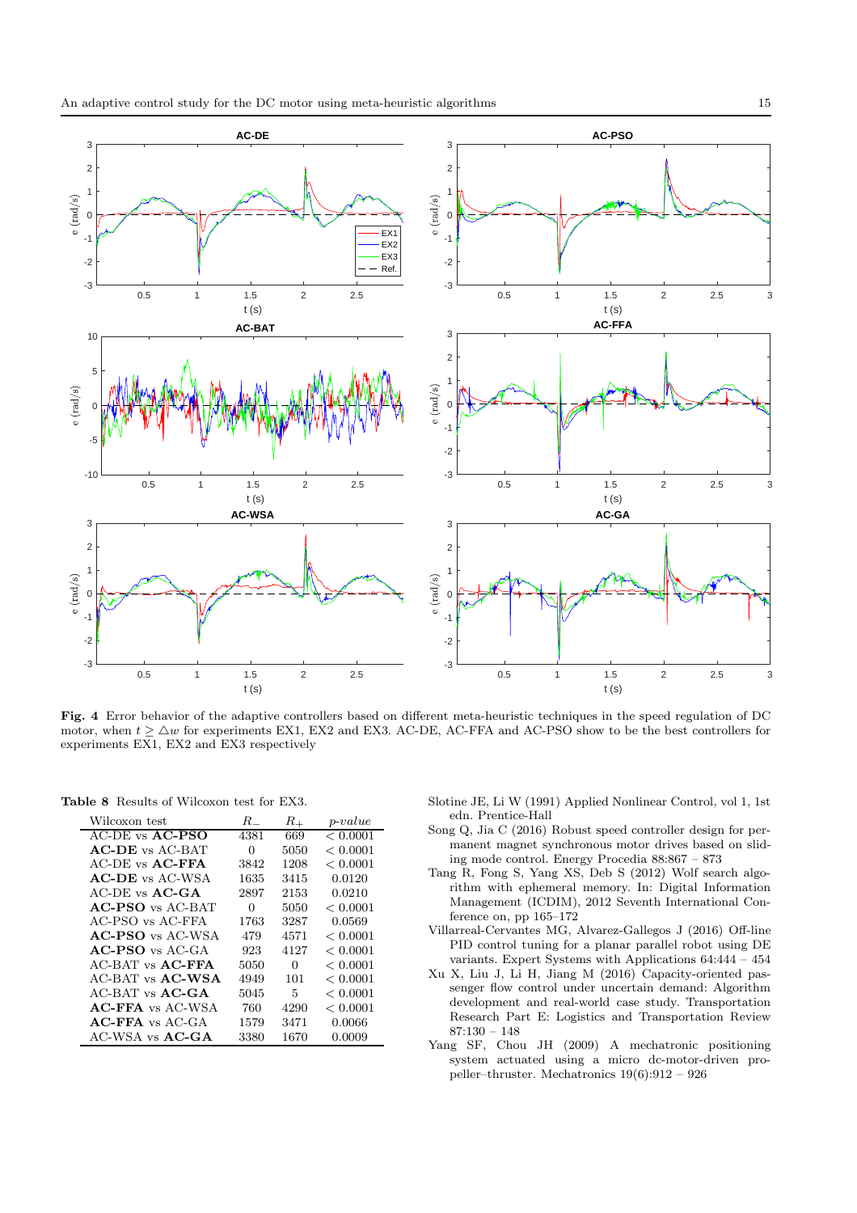**Fig. 4** Error behavior of the adaptive controllers based on different meta-heuristic techniques in the speed regulation of DC motor, when $t \geq \triangle w$ for experiments EX1, EX2 and EX3. AC-DE, AC-FFA and AC-PSO show to be the best controllers for experiments EX1, EX2 and EX3 respectively

**Table 8** Results of Wilcoxon test for EX3.

| Wilcoxon test | $R_-$ | $R_+$ | *p-value* |
|---|---|---|---|
| AC-DE vs **AC-PSO** | 4381 | 669 | $< 0.0001$ |
| **AC-DE** vs AC-BAT | 0 | 5050 | $< 0.0001$ |
| AC-DE vs **AC-FFA** | 3842 | 1208 | $< 0.0001$ |
| **AC-DE** vs AC-WSA | 1635 | 3415 | 0.0120 |
| AC-DE vs **AC-GA** | 2897 | 2153 | 0.0210 |
| **AC-PSO** vs AC-BAT | 0 | 5050 | $< 0.0001$ |
| AC-PSO vs AC-FFA | 1763 | 3287 | 0.0569 |
| **AC-PSO** vs AC-WSA | 479 | 4571 | $< 0.0001$ |
| **AC-PSO** vs AC-GA | 923 | 4127 | $< 0.0001$ |
| AC-BAT vs **AC-FFA** | 5050 | 0 | $< 0.0001$ |
| AC-BAT vs **AC-WSA** | 4949 | 101 | $< 0.0001$ |
| AC-BAT vs **AC-GA** | 5045 | 5 | $< 0.0001$ |
| **AC-FFA** vs AC-WSA | 760 | 4290 | $< 0.0001$ |
| **AC-FFA** vs AC-GA | 1579 | 3471 | 0.0066 |
| AC-WSA vs **AC-GA** | 3380 | 1670 | 0.0009 |

Slotine JE, Li W (1991) Applied Nonlinear Control, vol 1, 1st edn. Prentice-Hall

Song Q, Jia C (2016) Robust speed controller design for permanent magnet synchronous motor drives based on sliding mode control. Energy Procedia 88:867 – 873

Tang R, Fong S, Yang XS, Deb S (2012) Wolf search algorithm with ephemeral memory. In: Digital Information Management (ICDIM), 2012 Seventh International Conference on, pp 165–172

Villarreal-Cervantes MG, Alvarez-Gallegos J (2016) Off-line PID control tuning for a planar parallel robot using DE variants. Expert Systems with Applications 64:444 – 454

Xu X, Liu J, Li H, Jiang M (2016) Capacity-oriented passenger flow control under uncertain demand: Algorithm development and real-world case study. Transportation Research Part E: Logistics and Transportation Review 87:130 – 148

Yang SF, Chou JH (2009) A mechatronic positioning system actuated using a micro dc-motor-driven propeller–thruster. Mechatronics 19(6):912 – 926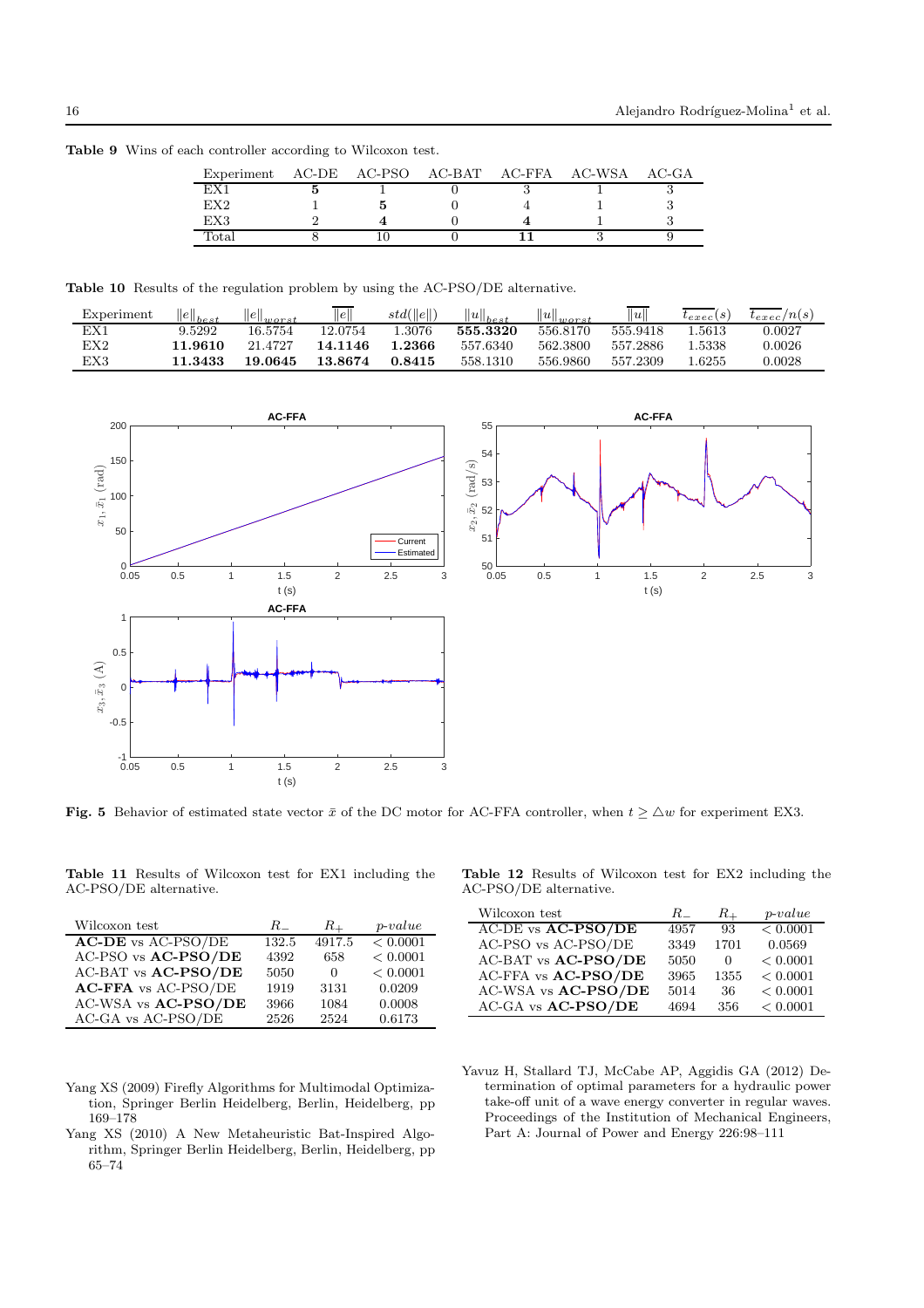**Table 9** Wins of each controller according to Wilcoxon test.

| Experiment | AC-DE | AC-PSO | AC-BAT | AC-FFA | AC-WSA | AC-GA |
|---|---|---|---|---|---|---|
| EX1 | **5** | 1 | 0 | 3 | 1 | 3 |
| EX2 | 1 | **5** | 0 | 4 | 1 | 3 |
| EX3 | 2 | **4** | 0 | **4** | 1 | 3 |
| Total | 8 | 10 | 0 | **11** | 3 | 9 |

**Table 10** Results of the regulation problem by using the AC-PSO/DE alternative.

| Experiment | $\|e\|_{best}$ | $\|e\|_{worst}$ | $\overline{\|e\|}$ | $std(\|e\|)$ | $\|u\|_{best}$ | $\|u\|_{worst}$ | $\overline{\|u\|}$ | $\overline{t_{exec}}(s)$ | $\overline{t_{exec}}/n(s)$ |
|---|---|---|---|---|---|---|---|---|---|
| EX1 | 9.5292 | 16.5754 | 12.0754 | 1.3076 | **555.3320** | 556.8170 | 555.9418 | 1.5613 | 0.0027 |
| EX2 | **11.9610** | 21.4727 | **14.1146** | **1.2366** | 557.6340 | 562.3800 | 557.2886 | 1.5338 | 0.0026 |
| EX3 | **11.3433** | **19.0645** | **13.8674** | **0.8415** | 558.1310 | 556.9860 | 557.2309 | 1.6255 | 0.0028 |

**Fig. 5** Behavior of estimated state vector $\bar{x}$ of the DC motor for AC-FFA controller, when $t \geq \triangle w$ for experiment EX3.

**Table 11** Results of Wilcoxon test for EX1 including the AC-PSO/DE alternative.

| Wilcoxon test | $R_-$ | $R_+$ | $p$-$value$ |
|---|---|---|---|
| **AC-DE** vs AC-PSO/DE | 132.5 | 4917.5 | $< 0.0001$ |
| AC-PSO vs **AC-PSO/DE** | 4392 | 658 | $< 0.0001$ |
| AC-BAT vs **AC-PSO/DE** | 5050 | 0 | $< 0.0001$ |
| **AC-FFA** vs AC-PSO/DE | 1919 | 3131 | 0.0209 |
| AC-WSA vs **AC-PSO/DE** | 3966 | 1084 | 0.0008 |
| AC-GA vs AC-PSO/DE | 2526 | 2524 | 0.6173 |

**Table 12** Results of Wilcoxon test for EX2 including the AC-PSO/DE alternative.

| Wilcoxon test | $R_-$ | $R_+$ | $p$-$value$ |
|---|---|---|---|
| AC-DE vs **AC-PSO/DE** | 4957 | 93 | $< 0.0001$ |
| AC-PSO vs AC-PSO/DE | 3349 | 1701 | 0.0569 |
| AC-BAT vs **AC-PSO/DE** | 5050 | 0 | $< 0.0001$ |
| AC-FFA vs **AC-PSO/DE** | 3965 | 1355 | $< 0.0001$ |
| AC-WSA vs **AC-PSO/DE** | 5014 | 36 | $< 0.0001$ |
| AC-GA vs **AC-PSO/DE** | 4694 | 356 | $< 0.0001$ |

Yang XS (2009) Firefly Algorithms for Multimodal Optimization, Springer Berlin Heidelberg, Berlin, Heidelberg, pp 169–178

Yang XS (2010) A New Metaheuristic Bat-Inspired Algorithm, Springer Berlin Heidelberg, Berlin, Heidelberg, pp 65–74

Yavuz H, Stallard TJ, McCabe AP, Aggidis GA (2012) Determination of optimal parameters for a hydraulic power take-off unit of a wave energy converter in regular waves. Proceedings of the Institution of Mechanical Engineers, Part A: Journal of Power and Energy 226:98–111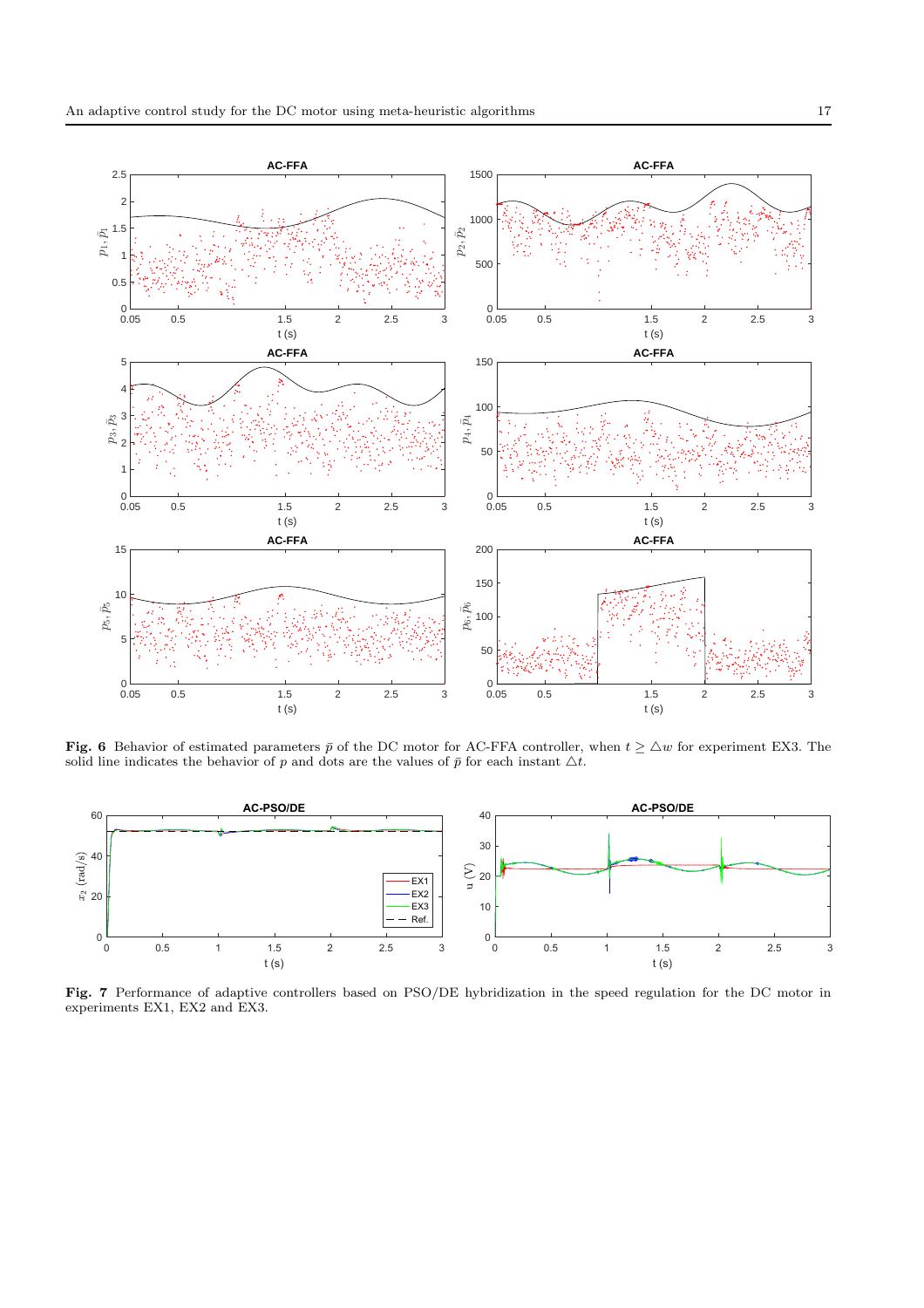**Fig. 6** Behavior of estimated parameters $\bar{p}$ of the DC motor for AC-FFA controller, when $t \geq \triangle w$ for experiment EX3. The solid line indicates the behavior of $p$ and dots are the values of $\bar{p}$ for each instant $\triangle t$.

**Fig. 7** Performance of adaptive controllers based on PSO/DE hybridization in the speed regulation for the DC motor in experiments EX1, EX2 and EX3.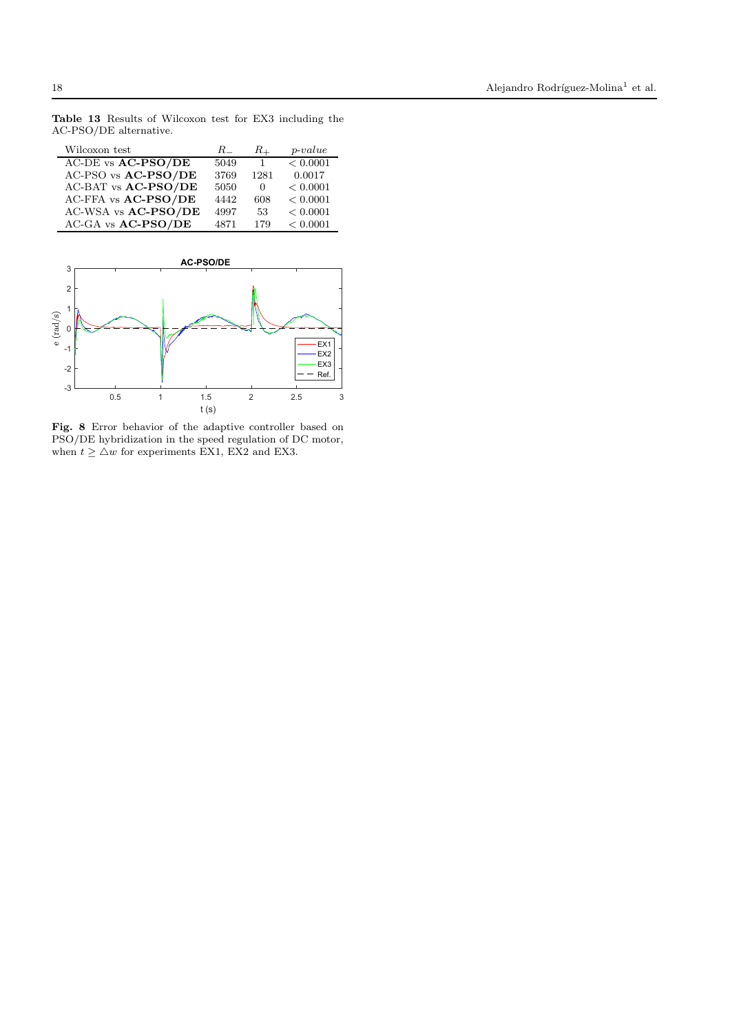**Table 13** Results of Wilcoxon test for EX3 including the AC-PSO/DE alternative.

| Wilcoxon test | $R_-$ | $R_+$ | $p\text{-}value$ |
|---|---|---|---|
| AC-DE vs **AC-PSO/DE** | 5049 | 1 | $< 0.0001$ |
| AC-PSO vs **AC-PSO/DE** | 3769 | 1281 | 0.0017 |
| AC-BAT vs **AC-PSO/DE** | 5050 | 0 | $< 0.0001$ |
| AC-FFA vs **AC-PSO/DE** | 4442 | 608 | $< 0.0001$ |
| AC-WSA vs **AC-PSO/DE** | 4997 | 53 | $< 0.0001$ |
| AC-GA vs **AC-PSO/DE** | 4871 | 179 | $< 0.0001$ |

**Fig. 8** Error behavior of the adaptive controller based on PSO/DE hybridization in the speed regulation of DC motor, when $t \geq \triangle w$ for experiments EX1, EX2 and EX3.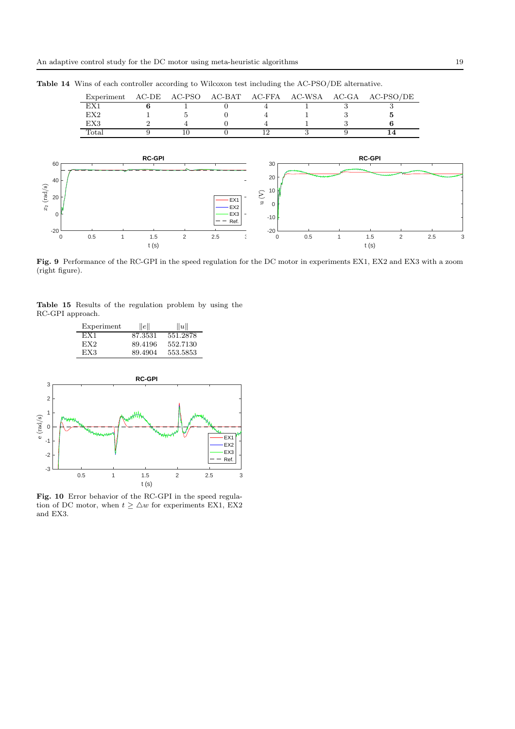**Table 14** Wins of each controller according to Wilcoxon test including the AC-PSO/DE alternative.

| Experiment | AC-DE | AC-PSO | AC-BAT | AC-FFA | AC-WSA | AC-GA | AC-PSO/DE |
|---|---|---|---|---|---|---|---|
| EX1 | **6** | 1 | 0 | 4 | 1 | 3 | 3 |
| EX2 | 1 | 5 | 0 | 4 | 1 | 3 | **5** |
| EX3 | 2 | 4 | 0 | 4 | 1 | 3 | **6** |
| Total | 9 | 10 | 0 | 12 | 3 | 9 | **14** |

RC-GPI

60
40
20
0
-20

$x_2$ (rad/s)

0 0.5 1 1.5 2 2.5 3

t (s)

EX1
EX2
EX3
Ref.

RC-GPI

30
20
10
0
-10
-20

u (V)

0 0.5 1 1.5 2 2.5 3

t (s)

**Fig. 9** Performance of the RC-GPI in the speed regulation for the DC motor in experiments EX1, EX2 and EX3 with a zoom (right figure).

**Table 15** Results of the regulation problem by using the RC-GPI approach.

| Experiment | $\|e\|$ | $\|u\|$ |
|---|---|---|
| EX1 | 87.3531 | 551.2878 |
| EX2 | 89.4196 | 552.7130 |
| EX3 | 89.4904 | 553.5853 |

RC-GPI

3
2
1
0
-1
-2
-3

e (rad/s)

0.5 1 1.5 2 2.5 3

t (s)

EX1
EX2
EX3
Ref.

**Fig. 10** Error behavior of the RC-GPI in the speed regulation of DC motor, when $t \geq \triangle w$ for experiments EX1, EX2 and EX3.